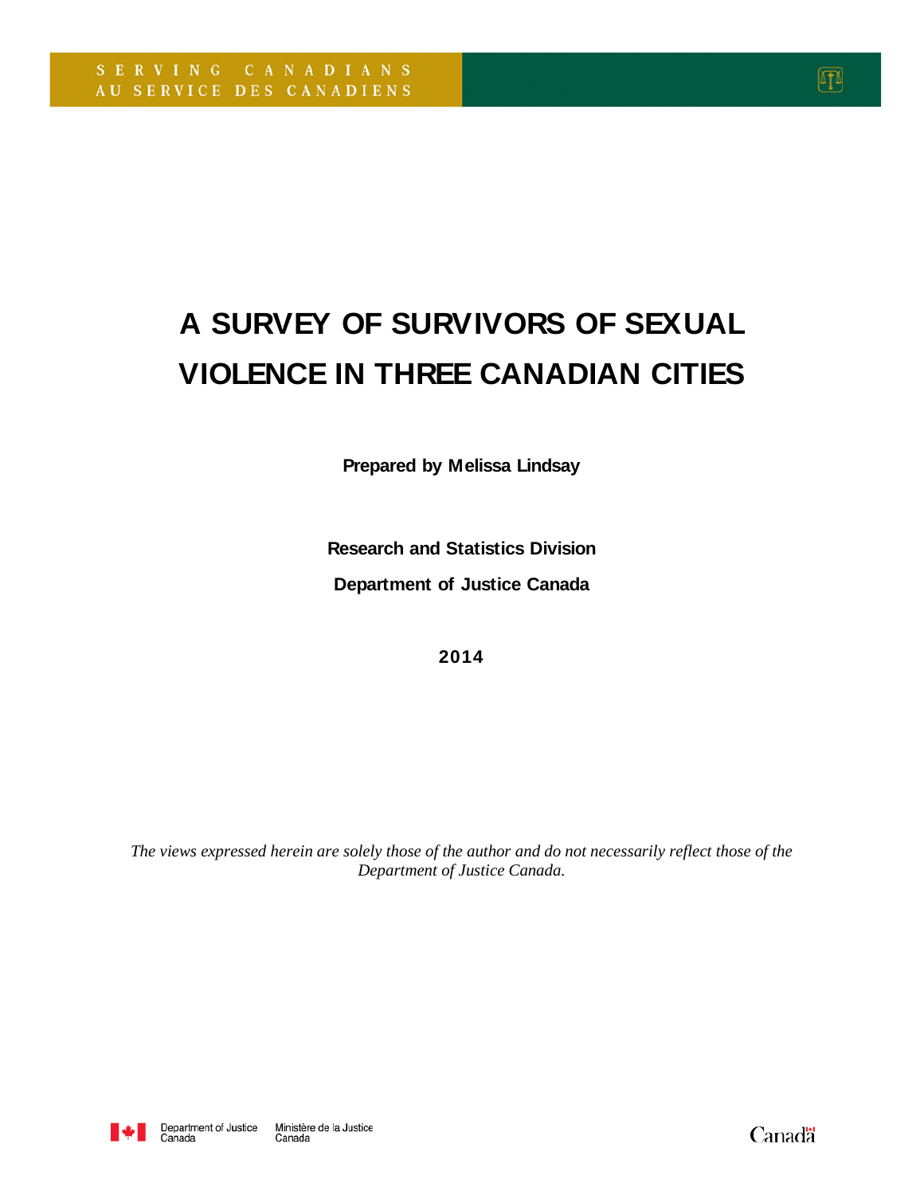SERVING CANADIANS
AU SERVICE DES CANADIENS

# A SURVEY OF SURVIVORS OF SEXUAL VIOLENCE IN THREE CANADIAN CITIES

**Prepared by Melissa Lindsay**

**Research and Statistics Division**

**Department of Justice Canada**

**2014**

*The views expressed herein are solely those of the author and do not necessarily reflect those of the Department of Justice Canada.*

Department of Justice Canada
Ministère de la Justice Canada

Canada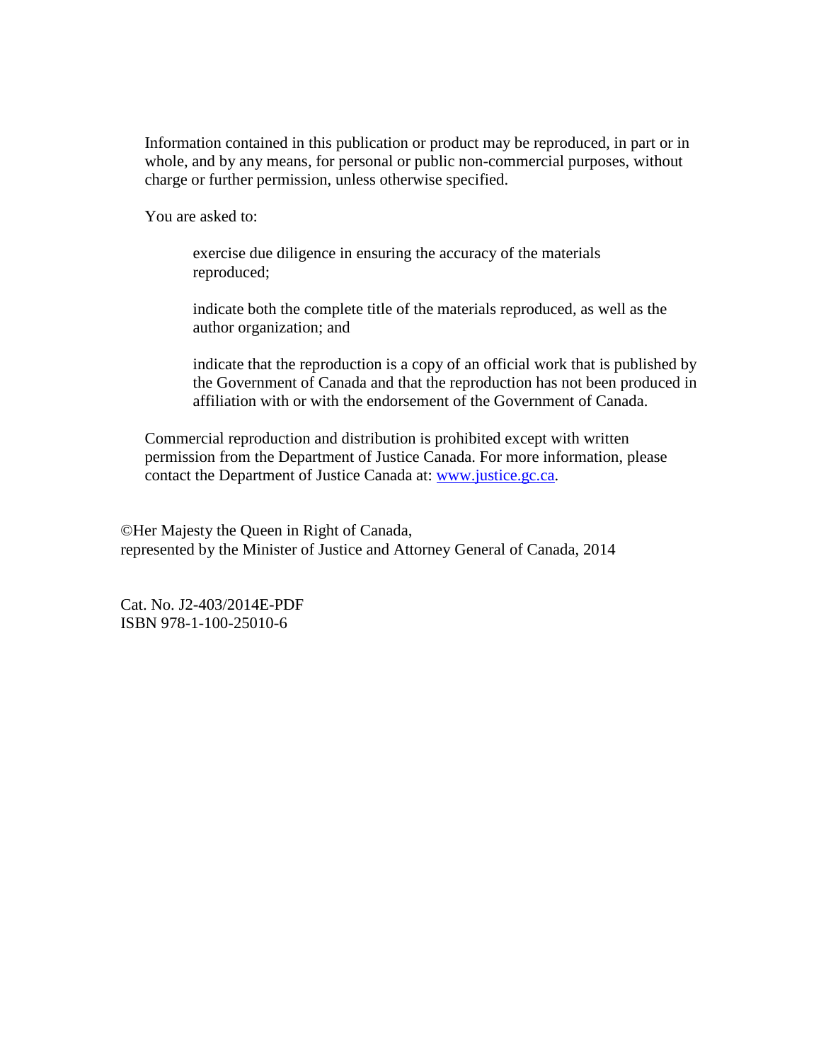Information contained in this publication or product may be reproduced, in part or in whole, and by any means, for personal or public non-commercial purposes, without charge or further permission, unless otherwise specified.

You are asked to:

> exercise due diligence in ensuring the accuracy of the materials reproduced;
>
> indicate both the complete title of the materials reproduced, as well as the author organization; and
>
> indicate that the reproduction is a copy of an official work that is published by the Government of Canada and that the reproduction has not been produced in affiliation with or with the endorsement of the Government of Canada.

Commercial reproduction and distribution is prohibited except with written permission from the Department of Justice Canada. For more information, please contact the Department of Justice Canada at: www.justice.gc.ca.

©Her Majesty the Queen in Right of Canada,
represented by the Minister of Justice and Attorney General of Canada, 2014

Cat. No. J2-403/2014E-PDF
ISBN 978-1-100-25010-6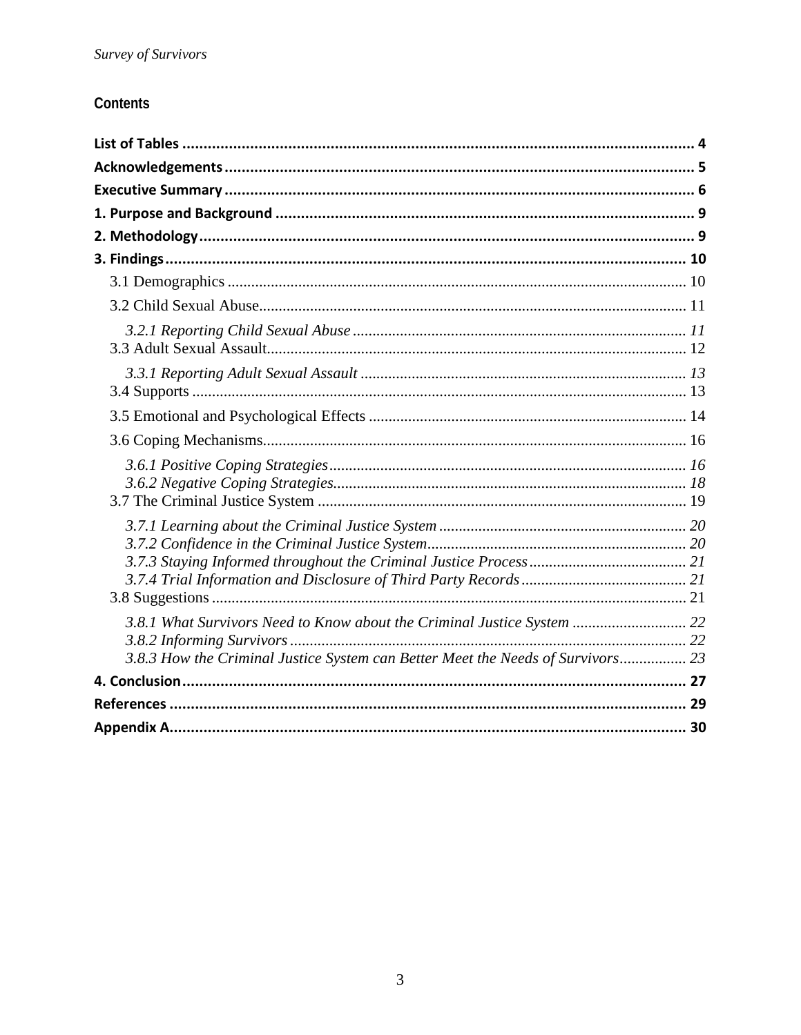## Contents

**List of Tables** ..... 4
**Acknowledgements** ..... 5
**Executive Summary** ..... 6
**1. Purpose and Background** ..... 9
**2. Methodology** ..... 9
**3. Findings** ..... 10
- 3.1 Demographics ..... 10
- 3.2 Child Sexual Abuse ..... 11
  - *3.2.1 Reporting Child Sexual Abuse* ..... *11*
- 3.3 Adult Sexual Assault ..... 12
  - *3.3.1 Reporting Adult Sexual Assault* ..... *13*
- 3.4 Supports ..... 13
- 3.5 Emotional and Psychological Effects ..... 14
- 3.6 Coping Mechanisms ..... 16
  - *3.6.1 Positive Coping Strategies* ..... *16*
  - *3.6.2 Negative Coping Strategies* ..... *18*
- 3.7 The Criminal Justice System ..... 19
  - *3.7.1 Learning about the Criminal Justice System* ..... *20*
  - *3.7.2 Confidence in the Criminal Justice System* ..... *20*
  - *3.7.3 Staying Informed throughout the Criminal Justice Process* ..... *21*
  - *3.7.4 Trial Information and Disclosure of Third Party Records* ..... *21*
- 3.8 Suggestions ..... 21
  - *3.8.1 What Survivors Need to Know about the Criminal Justice System* ..... *22*
  - *3.8.2 Informing Survivors* ..... *22*
  - *3.8.3 How the Criminal Justice System can Better Meet the Needs of Survivors* ..... *23*

**4. Conclusion** ..... 27
**References** ..... 29
**Appendix A** ..... 30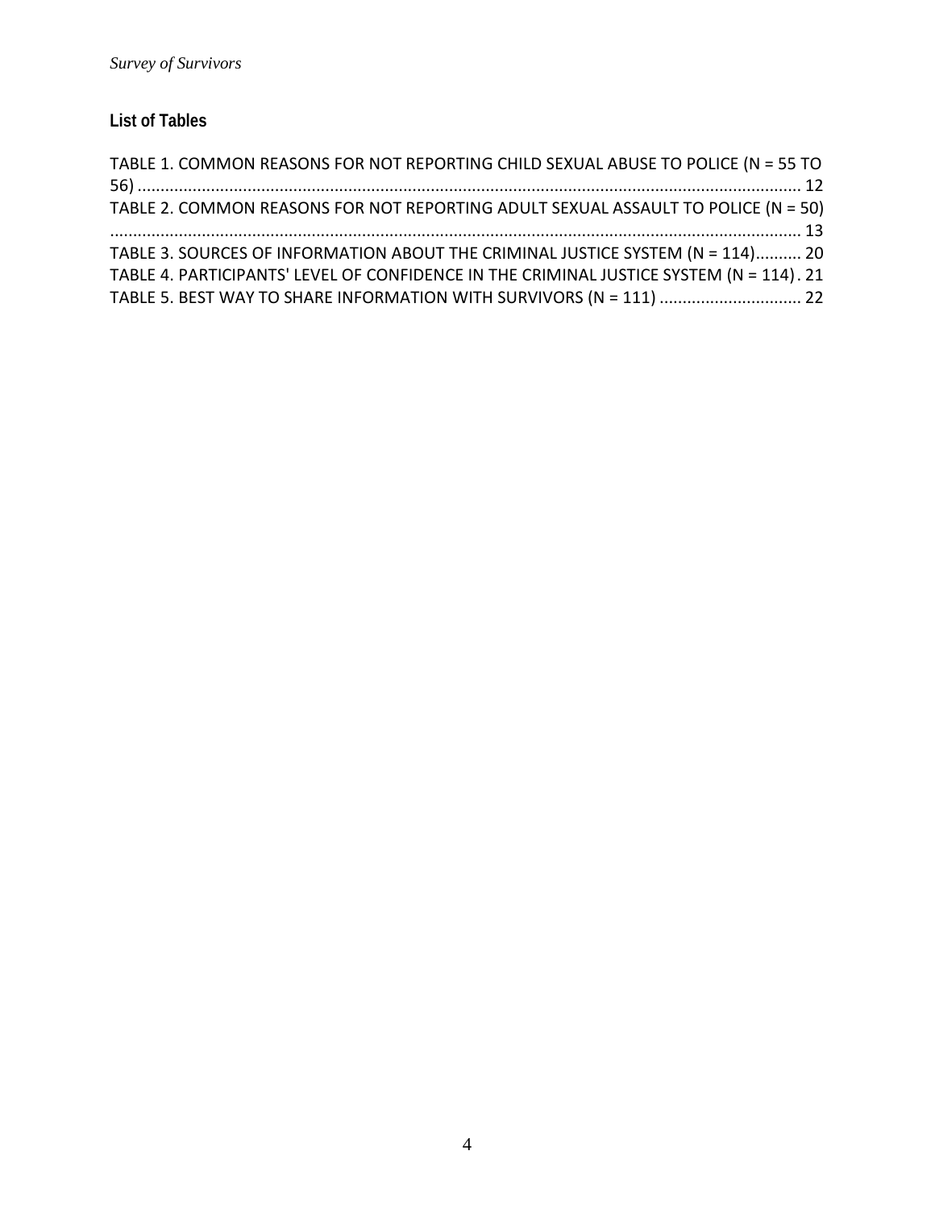## List of Tables

TABLE 1. COMMON REASONS FOR NOT REPORTING CHILD SEXUAL ABUSE TO POLICE (N = 55 TO 56) .......... 12
TABLE 2. COMMON REASONS FOR NOT REPORTING ADULT SEXUAL ASSAULT TO POLICE (N = 50) .......... 13
TABLE 3. SOURCES OF INFORMATION ABOUT THE CRIMINAL JUSTICE SYSTEM (N = 114).......... 20
TABLE 4. PARTICIPANTS' LEVEL OF CONFIDENCE IN THE CRIMINAL JUSTICE SYSTEM (N = 114). 21
TABLE 5. BEST WAY TO SHARE INFORMATION WITH SURVIVORS (N = 111) .......... 22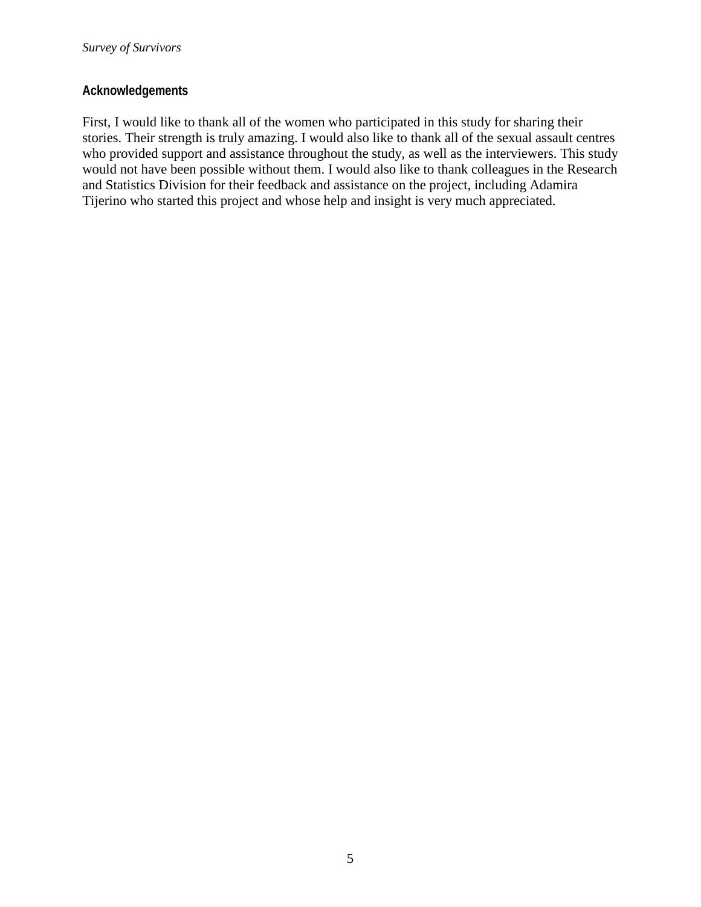## Acknowledgements

First, I would like to thank all of the women who participated in this study for sharing their stories. Their strength is truly amazing. I would also like to thank all of the sexual assault centres who provided support and assistance throughout the study, as well as the interviewers. This study would not have been possible without them. I would also like to thank colleagues in the Research and Statistics Division for their feedback and assistance on the project, including Adamira Tijerino who started this project and whose help and insight is very much appreciated.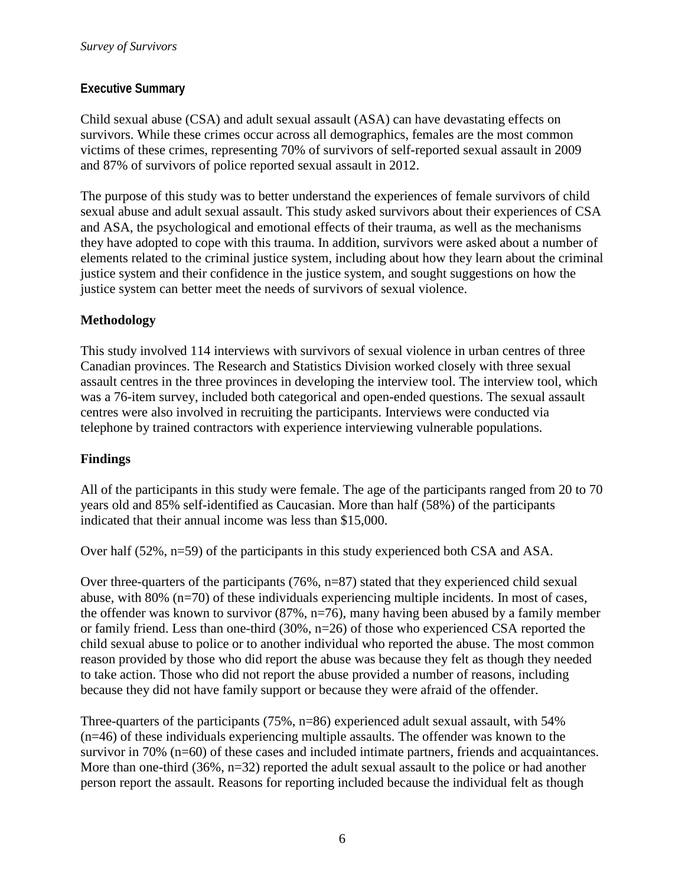## Executive Summary

Child sexual abuse (CSA) and adult sexual assault (ASA) can have devastating effects on survivors. While these crimes occur across all demographics, females are the most common victims of these crimes, representing 70% of survivors of self-reported sexual assault in 2009 and 87% of survivors of police reported sexual assault in 2012.

The purpose of this study was to better understand the experiences of female survivors of child sexual abuse and adult sexual assault. This study asked survivors about their experiences of CSA and ASA, the psychological and emotional effects of their trauma, as well as the mechanisms they have adopted to cope with this trauma. In addition, survivors were asked about a number of elements related to the criminal justice system, including about how they learn about the criminal justice system and their confidence in the justice system, and sought suggestions on how the justice system can better meet the needs of survivors of sexual violence.

### Methodology

This study involved 114 interviews with survivors of sexual violence in urban centres of three Canadian provinces. The Research and Statistics Division worked closely with three sexual assault centres in the three provinces in developing the interview tool. The interview tool, which was a 76-item survey, included both categorical and open-ended questions. The sexual assault centres were also involved in recruiting the participants. Interviews were conducted via telephone by trained contractors with experience interviewing vulnerable populations.

### Findings

All of the participants in this study were female. The age of the participants ranged from 20 to 70 years old and 85% self-identified as Caucasian. More than half (58%) of the participants indicated that their annual income was less than $15,000.

Over half (52%, n=59) of the participants in this study experienced both CSA and ASA.

Over three-quarters of the participants (76%, n=87) stated that they experienced child sexual abuse, with 80% (n=70) of these individuals experiencing multiple incidents. In most of cases, the offender was known to survivor (87%, n=76), many having been abused by a family member or family friend. Less than one-third (30%, n=26) of those who experienced CSA reported the child sexual abuse to police or to another individual who reported the abuse. The most common reason provided by those who did report the abuse was because they felt as though they needed to take action. Those who did not report the abuse provided a number of reasons, including because they did not have family support or because they were afraid of the offender.

Three-quarters of the participants (75%, n=86) experienced adult sexual assault, with 54% (n=46) of these individuals experiencing multiple assaults. The offender was known to the survivor in 70% (n=60) of these cases and included intimate partners, friends and acquaintances. More than one-third (36%, n=32) reported the adult sexual assault to the police or had another person report the assault. Reasons for reporting included because the individual felt as though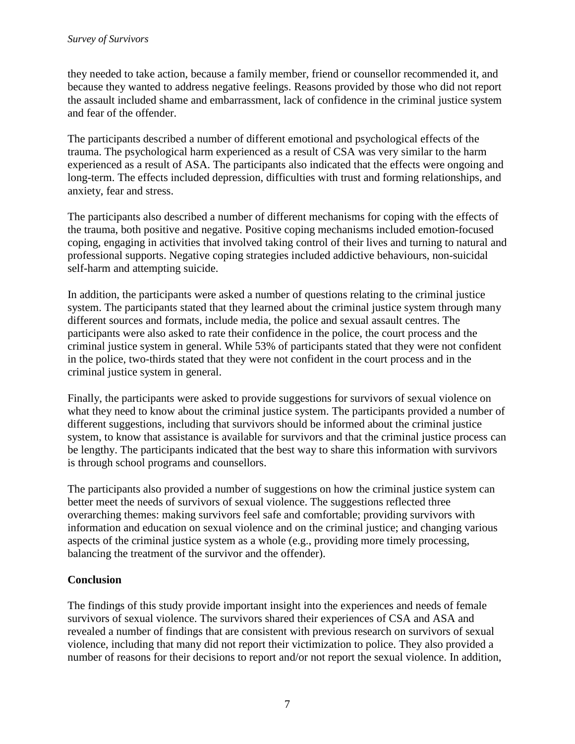they needed to take action, because a family member, friend or counsellor recommended it, and because they wanted to address negative feelings. Reasons provided by those who did not report the assault included shame and embarrassment, lack of confidence in the criminal justice system and fear of the offender.

The participants described a number of different emotional and psychological effects of the trauma. The psychological harm experienced as a result of CSA was very similar to the harm experienced as a result of ASA. The participants also indicated that the effects were ongoing and long-term. The effects included depression, difficulties with trust and forming relationships, and anxiety, fear and stress.

The participants also described a number of different mechanisms for coping with the effects of the trauma, both positive and negative. Positive coping mechanisms included emotion-focused coping, engaging in activities that involved taking control of their lives and turning to natural and professional supports. Negative coping strategies included addictive behaviours, non-suicidal self-harm and attempting suicide.

In addition, the participants were asked a number of questions relating to the criminal justice system. The participants stated that they learned about the criminal justice system through many different sources and formats, include media, the police and sexual assault centres. The participants were also asked to rate their confidence in the police, the court process and the criminal justice system in general. While 53% of participants stated that they were not confident in the police, two-thirds stated that they were not confident in the court process and in the criminal justice system in general.

Finally, the participants were asked to provide suggestions for survivors of sexual violence on what they need to know about the criminal justice system. The participants provided a number of different suggestions, including that survivors should be informed about the criminal justice system, to know that assistance is available for survivors and that the criminal justice process can be lengthy. The participants indicated that the best way to share this information with survivors is through school programs and counsellors.

The participants also provided a number of suggestions on how the criminal justice system can better meet the needs of survivors of sexual violence. The suggestions reflected three overarching themes: making survivors feel safe and comfortable; providing survivors with information and education on sexual violence and on the criminal justice; and changing various aspects of the criminal justice system as a whole (e.g., providing more timely processing, balancing the treatment of the survivor and the offender).

**Conclusion**

The findings of this study provide important insight into the experiences and needs of female survivors of sexual violence. The survivors shared their experiences of CSA and ASA and revealed a number of findings that are consistent with previous research on survivors of sexual violence, including that many did not report their victimization to police. They also provided a number of reasons for their decisions to report and/or not report the sexual violence. In addition,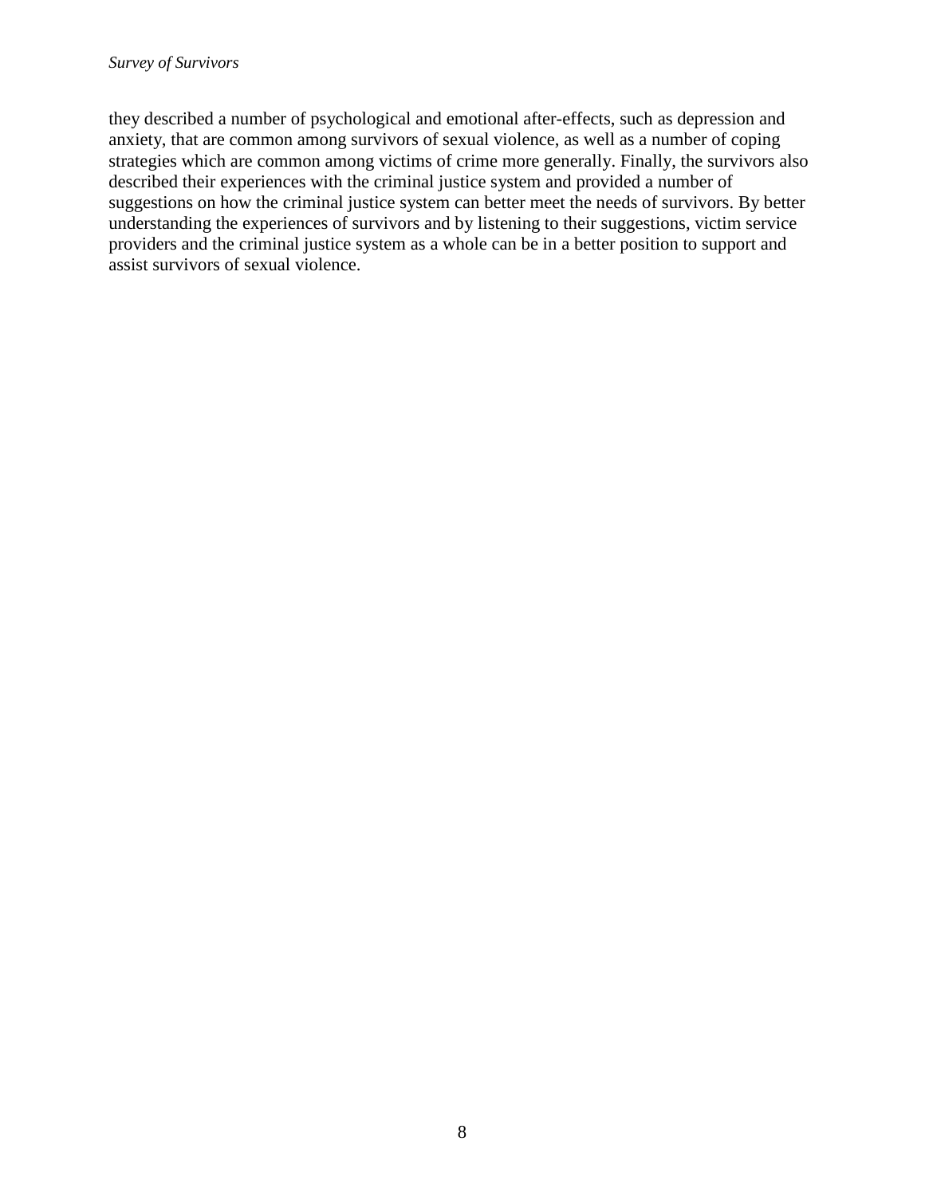they described a number of psychological and emotional after-effects, such as depression and anxiety, that are common among survivors of sexual violence, as well as a number of coping strategies which are common among victims of crime more generally. Finally, the survivors also described their experiences with the criminal justice system and provided a number of suggestions on how the criminal justice system can better meet the needs of survivors. By better understanding the experiences of survivors and by listening to their suggestions, victim service providers and the criminal justice system as a whole can be in a better position to support and assist survivors of sexual violence.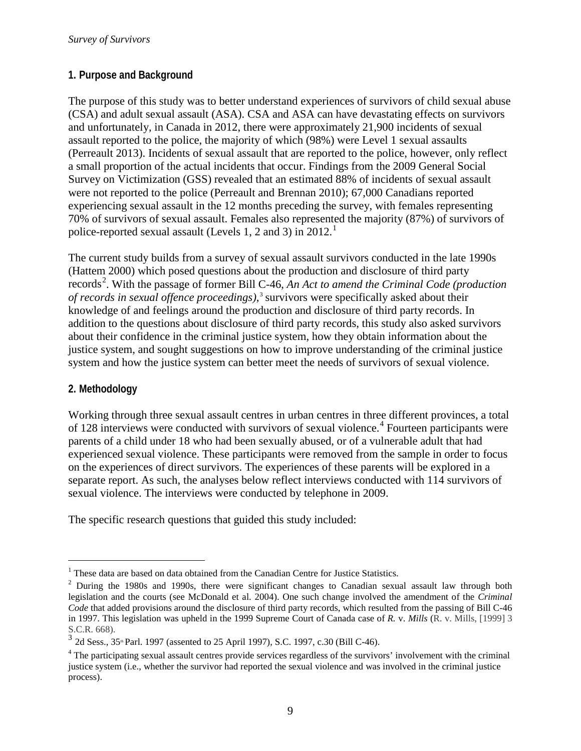## 1. Purpose and Background

The purpose of this study was to better understand experiences of survivors of child sexual abuse (CSA) and adult sexual assault (ASA). CSA and ASA can have devastating effects on survivors and unfortunately, in Canada in 2012, there were approximately 21,900 incidents of sexual assault reported to the police, the majority of which (98%) were Level 1 sexual assaults (Perreault 2013). Incidents of sexual assault that are reported to the police, however, only reflect a small proportion of the actual incidents that occur. Findings from the 2009 General Social Survey on Victimization (GSS) revealed that an estimated 88% of incidents of sexual assault were not reported to the police (Perreault and Brennan 2010); 67,000 Canadians reported experiencing sexual assault in the 12 months preceding the survey, with females representing 70% of survivors of sexual assault. Females also represented the majority (87%) of survivors of police-reported sexual assault (Levels 1, 2 and 3) in 2012.[1]

The current study builds from a survey of sexual assault survivors conducted in the late 1990s (Hattem 2000) which posed questions about the production and disclosure of third party records[2]. With the passage of former Bill C-46, *An Act to amend the Criminal Code (production of records in sexual offence proceedings)*,[3] survivors were specifically asked about their knowledge of and feelings around the production and disclosure of third party records. In addition to the questions about disclosure of third party records, this study also asked survivors about their confidence in the criminal justice system, how they obtain information about the justice system, and sought suggestions on how to improve understanding of the criminal justice system and how the justice system can better meet the needs of survivors of sexual violence.

## 2. Methodology

Working through three sexual assault centres in urban centres in three different provinces, a total of 128 interviews were conducted with survivors of sexual violence.[4] Fourteen participants were parents of a child under 18 who had been sexually abused, or of a vulnerable adult that had experienced sexual violence. These participants were removed from the sample in order to focus on the experiences of direct survivors. The experiences of these parents will be explored in a separate report. As such, the analyses below reflect interviews conducted with 114 survivors of sexual violence. The interviews were conducted by telephone in 2009.

The specific research questions that guided this study included:

---

[1] These data are based on data obtained from the Canadian Centre for Justice Statistics.

[2] During the 1980s and 1990s, there were significant changes to Canadian sexual assault law through both legislation and the courts (see McDonald et al. 2004). One such change involved the amendment of the *Criminal Code* that added provisions around the disclosure of third party records, which resulted from the passing of Bill C-46 in 1997. This legislation was upheld in the 1999 Supreme Court of Canada case of *R.* v. *Mills* (R. v. Mills, [1999] 3 S.C.R. 668).

[3] 2d Sess., 35th Parl. 1997 (assented to 25 April 1997), S.C. 1997, c.30 (Bill C-46).

[4] The participating sexual assault centres provide services regardless of the survivors' involvement with the criminal justice system (i.e., whether the survivor had reported the sexual violence and was involved in the criminal justice process).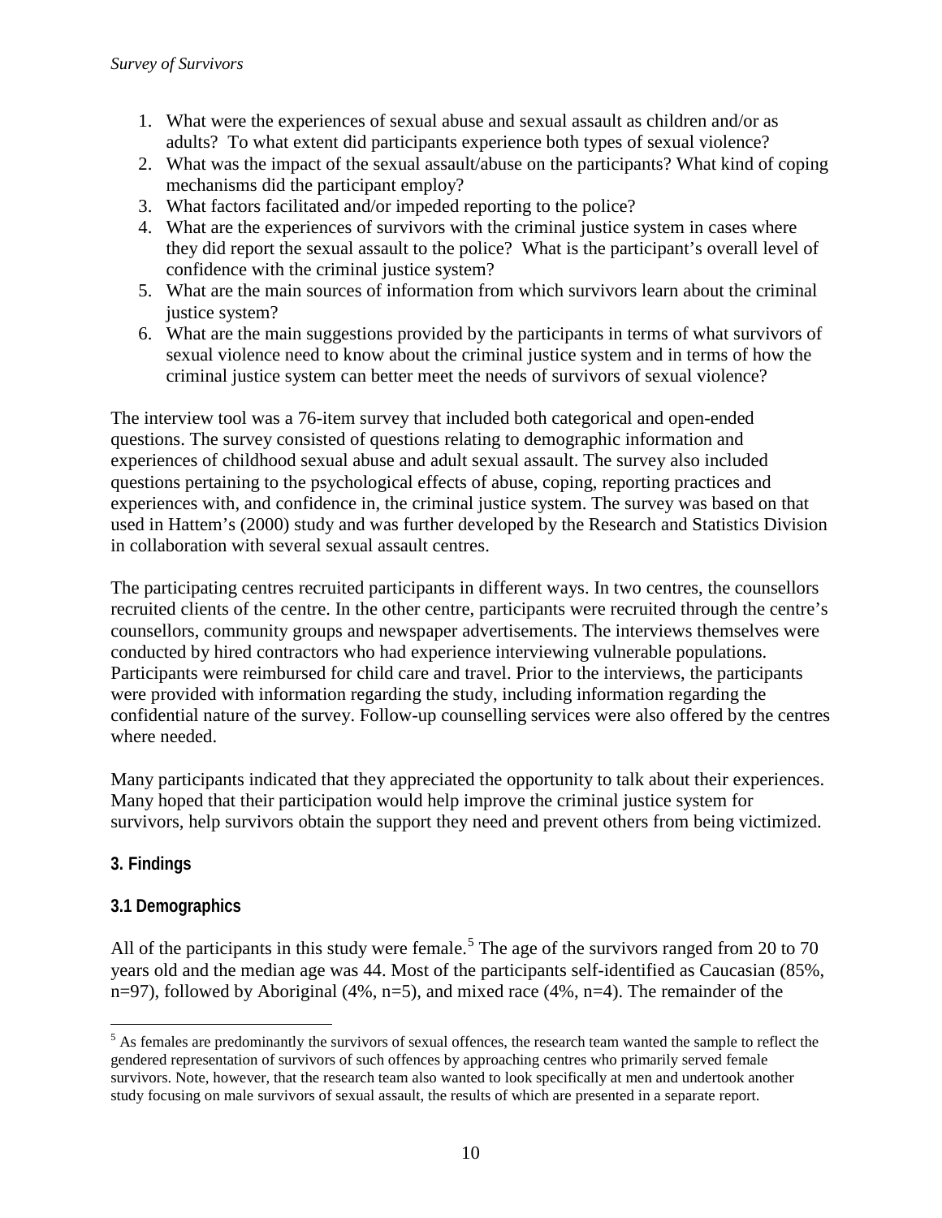1. What were the experiences of sexual abuse and sexual assault as children and/or as adults? To what extent did participants experience both types of sexual violence?
2. What was the impact of the sexual assault/abuse on the participants? What kind of coping mechanisms did the participant employ?
3. What factors facilitated and/or impeded reporting to the police?
4. What are the experiences of survivors with the criminal justice system in cases where they did report the sexual assault to the police? What is the participant's overall level of confidence with the criminal justice system?
5. What are the main sources of information from which survivors learn about the criminal justice system?
6. What are the main suggestions provided by the participants in terms of what survivors of sexual violence need to know about the criminal justice system and in terms of how the criminal justice system can better meet the needs of survivors of sexual violence?

The interview tool was a 76-item survey that included both categorical and open-ended questions. The survey consisted of questions relating to demographic information and experiences of childhood sexual abuse and adult sexual assault. The survey also included questions pertaining to the psychological effects of abuse, coping, reporting practices and experiences with, and confidence in, the criminal justice system. The survey was based on that used in Hattem's (2000) study and was further developed by the Research and Statistics Division in collaboration with several sexual assault centres.

The participating centres recruited participants in different ways. In two centres, the counsellors recruited clients of the centre. In the other centre, participants were recruited through the centre's counsellors, community groups and newspaper advertisements. The interviews themselves were conducted by hired contractors who had experience interviewing vulnerable populations. Participants were reimbursed for child care and travel. Prior to the interviews, the participants were provided with information regarding the study, including information regarding the confidential nature of the survey. Follow-up counselling services were also offered by the centres where needed.

Many participants indicated that they appreciated the opportunity to talk about their experiences. Many hoped that their participation would help improve the criminal justice system for survivors, help survivors obtain the support they need and prevent others from being victimized.

## 3. Findings

### 3.1 Demographics

All of the participants in this study were female.[5] The age of the survivors ranged from 20 to 70 years old and the median age was 44. Most of the participants self-identified as Caucasian (85%, n=97), followed by Aboriginal (4%, n=5), and mixed race (4%, n=4). The remainder of the

---

[5] As females are predominantly the survivors of sexual offences, the research team wanted the sample to reflect the gendered representation of survivors of such offences by approaching centres who primarily served female survivors. Note, however, that the research team also wanted to look specifically at men and undertook another study focusing on male survivors of sexual assault, the results of which are presented in a separate report.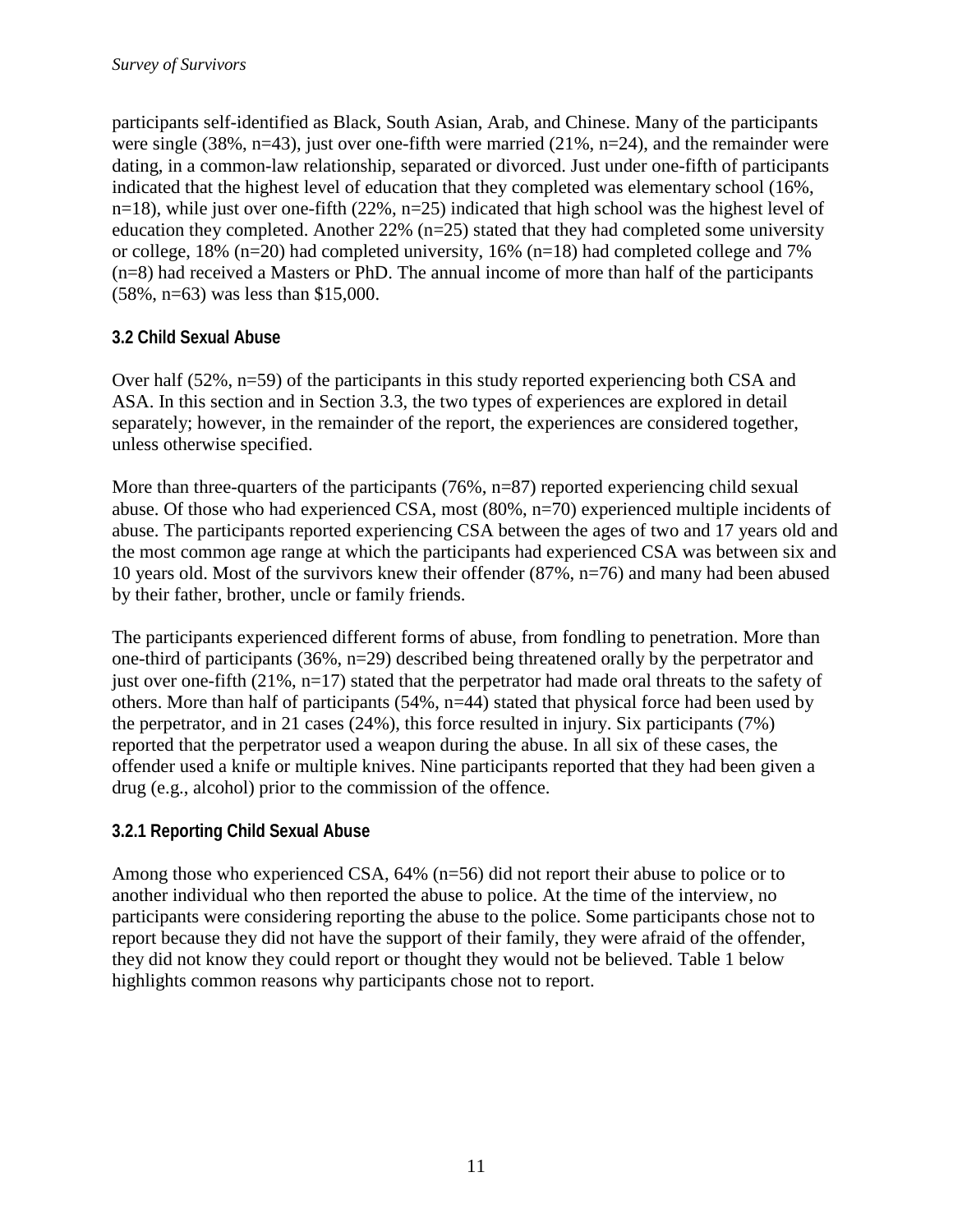participants self-identified as Black, South Asian, Arab, and Chinese. Many of the participants were single (38%, n=43), just over one-fifth were married (21%, n=24), and the remainder were dating, in a common-law relationship, separated or divorced. Just under one-fifth of participants indicated that the highest level of education that they completed was elementary school (16%, n=18), while just over one-fifth (22%, n=25) indicated that high school was the highest level of education they completed. Another 22% (n=25) stated that they had completed some university or college, 18% (n=20) had completed university, 16% (n=18) had completed college and 7% (n=8) had received a Masters or PhD. The annual income of more than half of the participants (58%, n=63) was less than $15,000.

### 3.2 Child Sexual Abuse

Over half (52%, n=59) of the participants in this study reported experiencing both CSA and ASA. In this section and in Section 3.3, the two types of experiences are explored in detail separately; however, in the remainder of the report, the experiences are considered together, unless otherwise specified.

More than three-quarters of the participants (76%, n=87) reported experiencing child sexual abuse. Of those who had experienced CSA, most (80%, n=70) experienced multiple incidents of abuse. The participants reported experiencing CSA between the ages of two and 17 years old and the most common age range at which the participants had experienced CSA was between six and 10 years old. Most of the survivors knew their offender (87%, n=76) and many had been abused by their father, brother, uncle or family friends.

The participants experienced different forms of abuse, from fondling to penetration. More than one-third of participants (36%, n=29) described being threatened orally by the perpetrator and just over one-fifth (21%, n=17) stated that the perpetrator had made oral threats to the safety of others. More than half of participants (54%, n=44) stated that physical force had been used by the perpetrator, and in 21 cases (24%), this force resulted in injury. Six participants (7%) reported that the perpetrator used a weapon during the abuse. In all six of these cases, the offender used a knife or multiple knives. Nine participants reported that they had been given a drug (e.g., alcohol) prior to the commission of the offence.

#### 3.2.1 Reporting Child Sexual Abuse

Among those who experienced CSA, 64% (n=56) did not report their abuse to police or to another individual who then reported the abuse to police. At the time of the interview, no participants were considering reporting the abuse to the police. Some participants chose not to report because they did not have the support of their family, they were afraid of the offender, they did not know they could report or thought they would not be believed. Table 1 below highlights common reasons why participants chose not to report.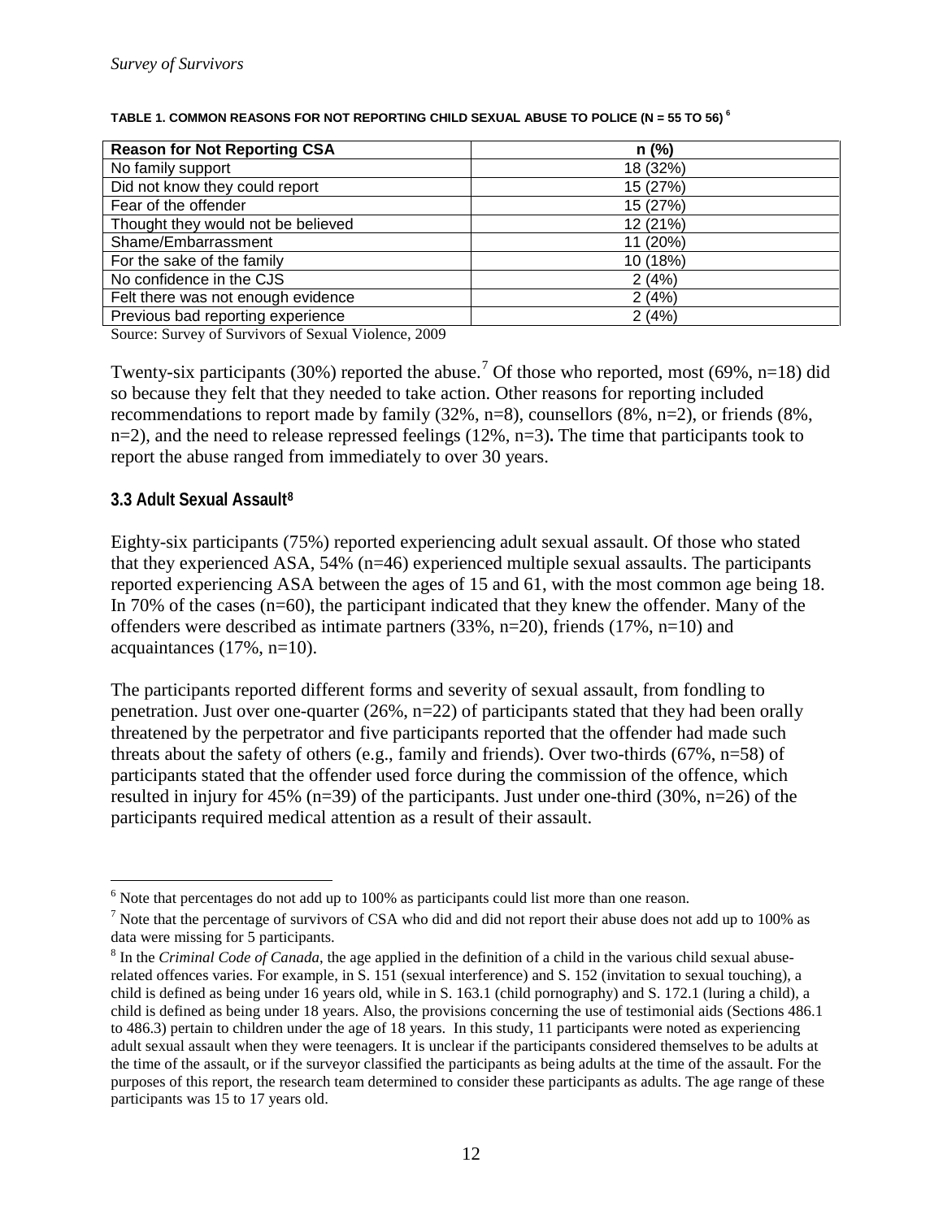**TABLE 1. COMMON REASONS FOR NOT REPORTING CHILD SEXUAL ABUSE TO POLICE (N = 55 TO 56)** [6]

| Reason for Not Reporting CSA | n (%) |
|---|---|
| No family support | 18 (32%) |
| Did not know they could report | 15 (27%) |
| Fear of the offender | 15 (27%) |
| Thought they would not be believed | 12 (21%) |
| Shame/Embarrassment | 11 (20%) |
| For the sake of the family | 10 (18%) |
| No confidence in the CJS | 2 (4%) |
| Felt there was not enough evidence | 2 (4%) |
| Previous bad reporting experience | 2 (4%) |

Source: Survey of Survivors of Sexual Violence, 2009

Twenty-six participants (30%) reported the abuse.[7] Of those who reported, most (69%, n=18) did so because they felt that they needed to take action. Other reasons for reporting included recommendations to report made by family (32%, n=8), counsellors (8%, n=2), or friends (8%, n=2), and the need to release repressed feelings (12%, n=3). The time that participants took to report the abuse ranged from immediately to over 30 years.

### 3.3 Adult Sexual Assault[8]

Eighty-six participants (75%) reported experiencing adult sexual assault. Of those who stated that they experienced ASA, 54% (n=46) experienced multiple sexual assaults. The participants reported experiencing ASA between the ages of 15 and 61, with the most common age being 18. In 70% of the cases (n=60), the participant indicated that they knew the offender. Many of the offenders were described as intimate partners (33%, n=20), friends (17%, n=10) and acquaintances (17%, n=10).

The participants reported different forms and severity of sexual assault, from fondling to penetration. Just over one-quarter (26%, n=22) of participants stated that they had been orally threatened by the perpetrator and five participants reported that the offender had made such threats about the safety of others (e.g., family and friends). Over two-thirds (67%, n=58) of participants stated that the offender used force during the commission of the offence, which resulted in injury for 45% (n=39) of the participants. Just under one-third (30%, n=26) of the participants required medical attention as a result of their assault.

---

[6] Note that percentages do not add up to 100% as participants could list more than one reason.

[7] Note that the percentage of survivors of CSA who did and did not report their abuse does not add up to 100% as data were missing for 5 participants.

[8] In the *Criminal Code of Canada*, the age applied in the definition of a child in the various child sexual abuse-related offences varies. For example, in S. 151 (sexual interference) and S. 152 (invitation to sexual touching), a child is defined as being under 16 years old, while in S. 163.1 (child pornography) and S. 172.1 (luring a child), a child is defined as being under 18 years. Also, the provisions concerning the use of testimonial aids (Sections 486.1 to 486.3) pertain to children under the age of 18 years. In this study, 11 participants were noted as experiencing adult sexual assault when they were teenagers. It is unclear if the participants considered themselves to be adults at the time of the assault, or if the surveyor classified the participants as being adults at the time of the assault. For the purposes of this report, the research team determined to consider these participants as adults. The age range of these participants was 15 to 17 years old.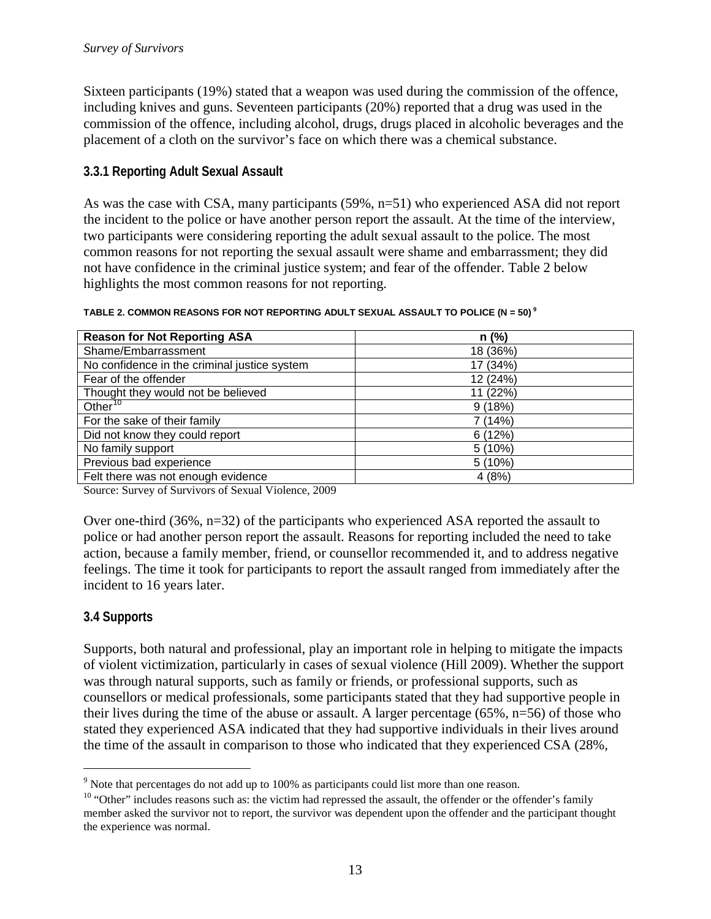Sixteen participants (19%) stated that a weapon was used during the commission of the offence, including knives and guns. Seventeen participants (20%) reported that a drug was used in the commission of the offence, including alcohol, drugs, drugs placed in alcoholic beverages and the placement of a cloth on the survivor's face on which there was a chemical substance.

### 3.3.1 Reporting Adult Sexual Assault

As was the case with CSA, many participants (59%, n=51) who experienced ASA did not report the incident to the police or have another person report the assault. At the time of the interview, two participants were considering reporting the adult sexual assault to the police. The most common reasons for not reporting the sexual assault were shame and embarrassment; they did not have confidence in the criminal justice system; and fear of the offender. Table 2 below highlights the most common reasons for not reporting.

**TABLE 2. COMMON REASONS FOR NOT REPORTING ADULT SEXUAL ASSAULT TO POLICE (N = 50)** [9]

| Reason for Not Reporting ASA | n (%) |
|---|---|
| Shame/Embarrassment | 18 (36%) |
| No confidence in the criminal justice system | 17 (34%) |
| Fear of the offender | 12 (24%) |
| Thought they would not be believed | 11 (22%) |
| Other[10] | 9 (18%) |
| For the sake of their family | 7 (14%) |
| Did not know they could report | 6 (12%) |
| No family support | 5 (10%) |
| Previous bad experience | 5 (10%) |
| Felt there was not enough evidence | 4 (8%) |

Source: Survey of Survivors of Sexual Violence, 2009

Over one-third (36%, n=32) of the participants who experienced ASA reported the assault to police or had another person report the assault. Reasons for reporting included the need to take action, because a family member, friend, or counsellor recommended it, and to address negative feelings. The time it took for participants to report the assault ranged from immediately after the incident to 16 years later.

## 3.4 Supports

Supports, both natural and professional, play an important role in helping to mitigate the impacts of violent victimization, particularly in cases of sexual violence (Hill 2009). Whether the support was through natural supports, such as family or friends, or professional supports, such as counsellors or medical professionals, some participants stated that they had supportive people in their lives during the time of the abuse or assault. A larger percentage (65%, n=56) of those who stated they experienced ASA indicated that they had supportive individuals in their lives around the time of the assault in comparison to those who indicated that they experienced CSA (28%,

[9] Note that percentages do not add up to 100% as participants could list more than one reason.

[10] "Other" includes reasons such as: the victim had repressed the assault, the offender or the offender's family member asked the survivor not to report, the survivor was dependent upon the offender and the participant thought the experience was normal.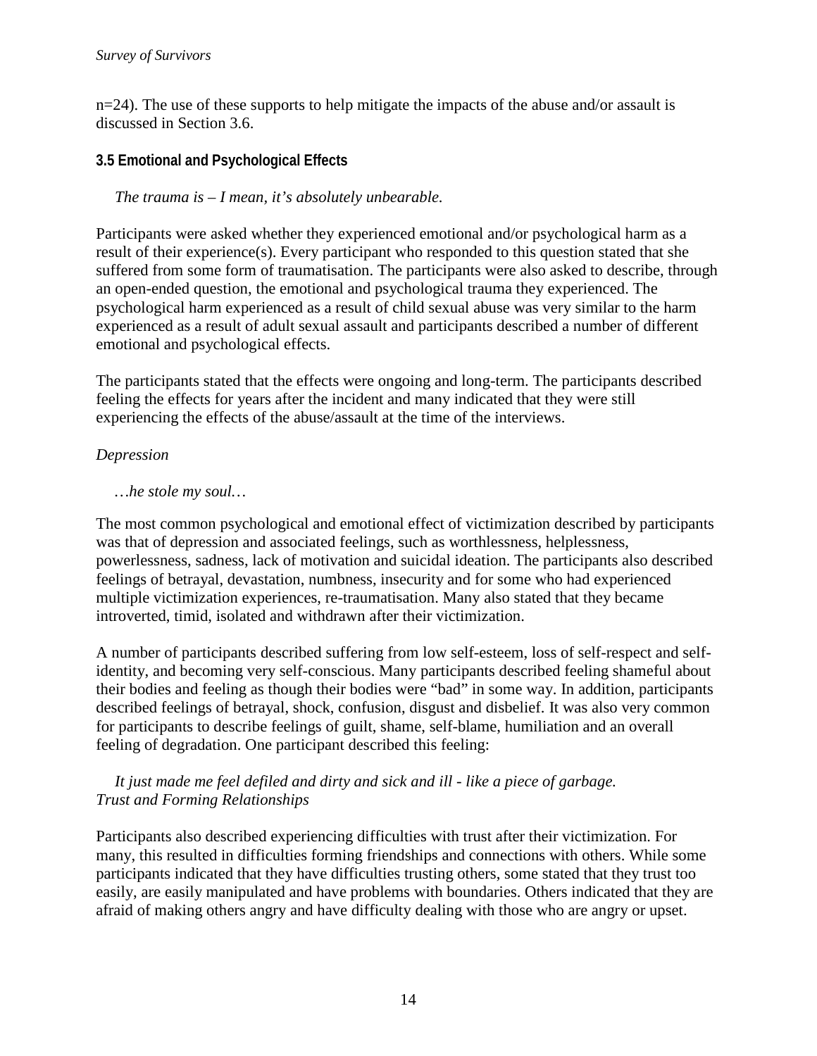n=24). The use of these supports to help mitigate the impacts of the abuse and/or assault is discussed in Section 3.6.

### 3.5 Emotional and Psychological Effects

> *The trauma is – I mean, it's absolutely unbearable.*

Participants were asked whether they experienced emotional and/or psychological harm as a result of their experience(s). Every participant who responded to this question stated that she suffered from some form of traumatisation. The participants were also asked to describe, through an open-ended question, the emotional and psychological trauma they experienced. The psychological harm experienced as a result of child sexual abuse was very similar to the harm experienced as a result of adult sexual assault and participants described a number of different emotional and psychological effects.

The participants stated that the effects were ongoing and long-term. The participants described feeling the effects for years after the incident and many indicated that they were still experiencing the effects of the abuse/assault at the time of the interviews.

*Depression*

> *…he stole my soul…*

The most common psychological and emotional effect of victimization described by participants was that of depression and associated feelings, such as worthlessness, helplessness, powerlessness, sadness, lack of motivation and suicidal ideation. The participants also described feelings of betrayal, devastation, numbness, insecurity and for some who had experienced multiple victimization experiences, re-traumatisation. Many also stated that they became introverted, timid, isolated and withdrawn after their victimization.

A number of participants described suffering from low self-esteem, loss of self-respect and self-identity, and becoming very self-conscious. Many participants described feeling shameful about their bodies and feeling as though their bodies were "bad" in some way. In addition, participants described feelings of betrayal, shock, confusion, disgust and disbelief. It was also very common for participants to describe feelings of guilt, shame, self-blame, humiliation and an overall feeling of degradation. One participant described this feeling:

> *It just made me feel defiled and dirty and sick and ill - like a piece of garbage.*

*Trust and Forming Relationships*

Participants also described experiencing difficulties with trust after their victimization. For many, this resulted in difficulties forming friendships and connections with others. While some participants indicated that they have difficulties trusting others, some stated that they trust too easily, are easily manipulated and have problems with boundaries. Others indicated that they are afraid of making others angry and have difficulty dealing with those who are angry or upset.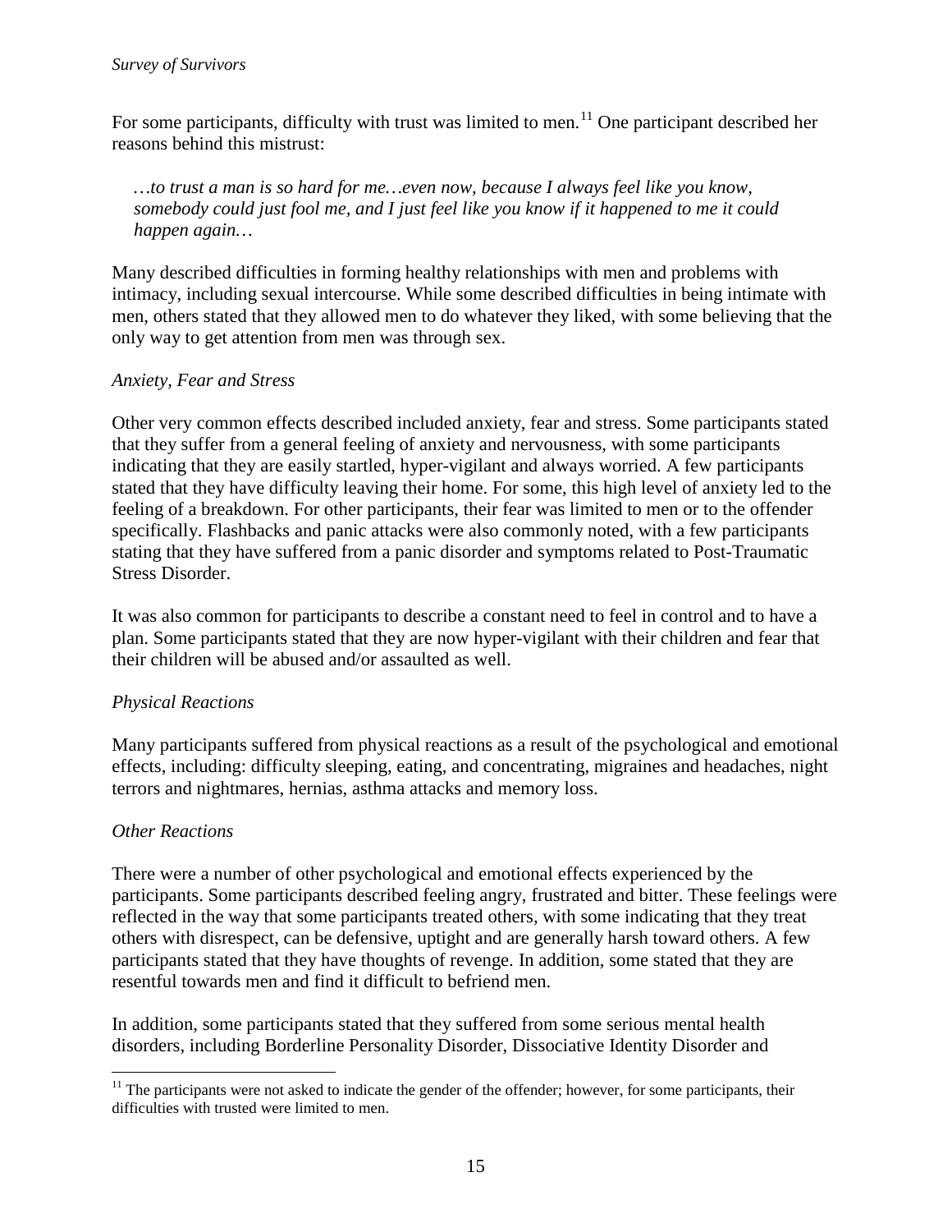For some participants, difficulty with trust was limited to men.[11] One participant described her reasons behind this mistrust:

> *…to trust a man is so hard for me…even now, because I always feel like you know, somebody could just fool me, and I just feel like you know if it happened to me it could happen again…*

Many described difficulties in forming healthy relationships with men and problems with intimacy, including sexual intercourse. While some described difficulties in being intimate with men, others stated that they allowed men to do whatever they liked, with some believing that the only way to get attention from men was through sex.

*Anxiety, Fear and Stress*

Other very common effects described included anxiety, fear and stress. Some participants stated that they suffer from a general feeling of anxiety and nervousness, with some participants indicating that they are easily startled, hyper-vigilant and always worried. A few participants stated that they have difficulty leaving their home. For some, this high level of anxiety led to the feeling of a breakdown. For other participants, their fear was limited to men or to the offender specifically. Flashbacks and panic attacks were also commonly noted, with a few participants stating that they have suffered from a panic disorder and symptoms related to Post-Traumatic Stress Disorder.

It was also common for participants to describe a constant need to feel in control and to have a plan. Some participants stated that they are now hyper-vigilant with their children and fear that their children will be abused and/or assaulted as well.

*Physical Reactions*

Many participants suffered from physical reactions as a result of the psychological and emotional effects, including: difficulty sleeping, eating, and concentrating, migraines and headaches, night terrors and nightmares, hernias, asthma attacks and memory loss.

*Other Reactions*

There were a number of other psychological and emotional effects experienced by the participants. Some participants described feeling angry, frustrated and bitter. These feelings were reflected in the way that some participants treated others, with some indicating that they treat others with disrespect, can be defensive, uptight and are generally harsh toward others. A few participants stated that they have thoughts of revenge. In addition, some stated that they are resentful towards men and find it difficult to befriend men.

In addition, some participants stated that they suffered from some serious mental health disorders, including Borderline Personality Disorder, Dissociative Identity Disorder and

[11] The participants were not asked to indicate the gender of the offender; however, for some participants, their difficulties with trusted were limited to men.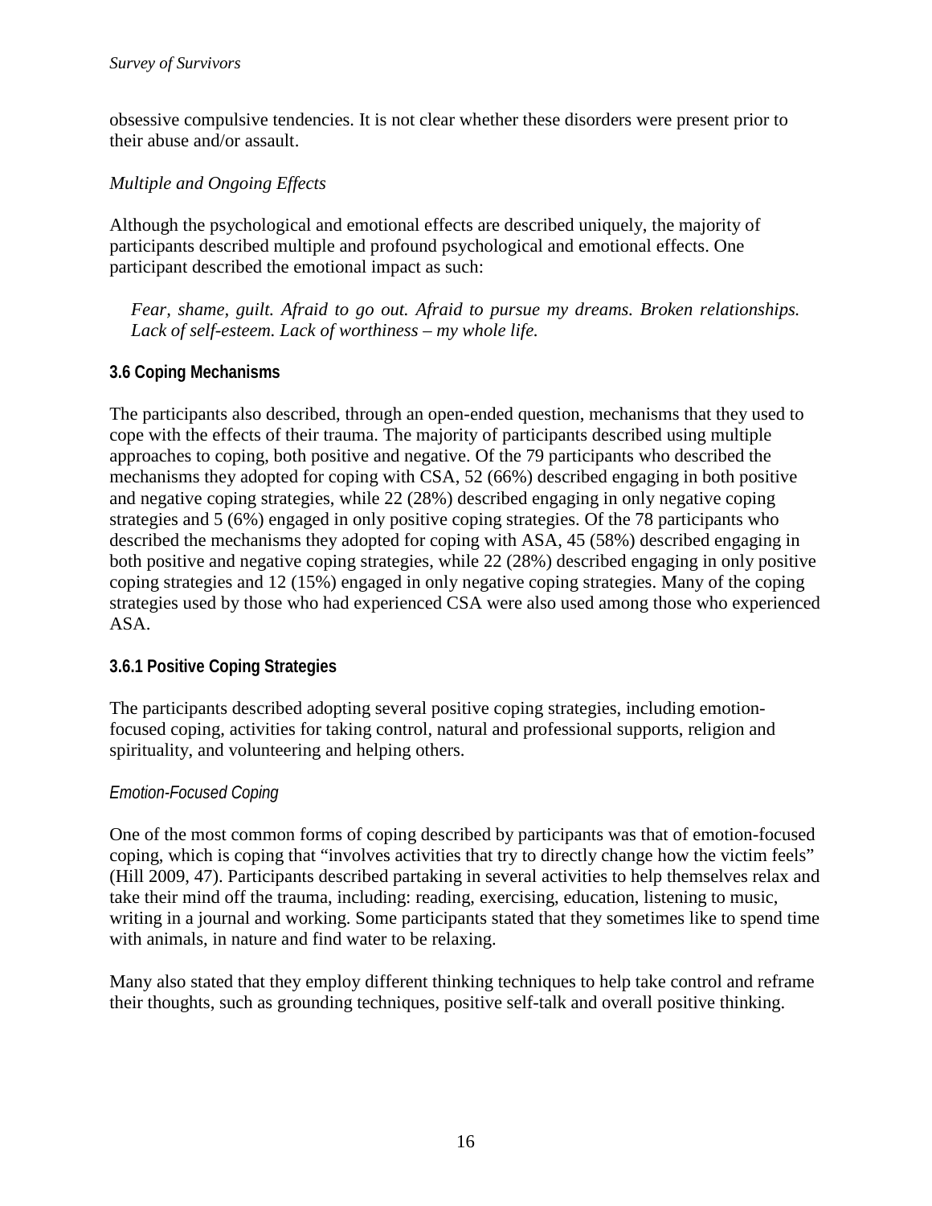obsessive compulsive tendencies. It is not clear whether these disorders were present prior to their abuse and/or assault.

*Multiple and Ongoing Effects*

Although the psychological and emotional effects are described uniquely, the majority of participants described multiple and profound psychological and emotional effects. One participant described the emotional impact as such:

> *Fear, shame, guilt. Afraid to go out. Afraid to pursue my dreams. Broken relationships. Lack of self-esteem. Lack of worthiness – my whole life.*

### 3.6 Coping Mechanisms

The participants also described, through an open-ended question, mechanisms that they used to cope with the effects of their trauma. The majority of participants described using multiple approaches to coping, both positive and negative. Of the 79 participants who described the mechanisms they adopted for coping with CSA, 52 (66%) described engaging in both positive and negative coping strategies, while 22 (28%) described engaging in only negative coping strategies and 5 (6%) engaged in only positive coping strategies. Of the 78 participants who described the mechanisms they adopted for coping with ASA, 45 (58%) described engaging in both positive and negative coping strategies, while 22 (28%) described engaging in only positive coping strategies and 12 (15%) engaged in only negative coping strategies. Many of the coping strategies used by those who had experienced CSA were also used among those who experienced ASA.

#### 3.6.1 Positive Coping Strategies

The participants described adopting several positive coping strategies, including emotion-focused coping, activities for taking control, natural and professional supports, religion and spirituality, and volunteering and helping others.

*Emotion-Focused Coping*

One of the most common forms of coping described by participants was that of emotion-focused coping, which is coping that "involves activities that try to directly change how the victim feels" (Hill 2009, 47). Participants described partaking in several activities to help themselves relax and take their mind off the trauma, including: reading, exercising, education, listening to music, writing in a journal and working. Some participants stated that they sometimes like to spend time with animals, in nature and find water to be relaxing.

Many also stated that they employ different thinking techniques to help take control and reframe their thoughts, such as grounding techniques, positive self-talk and overall positive thinking.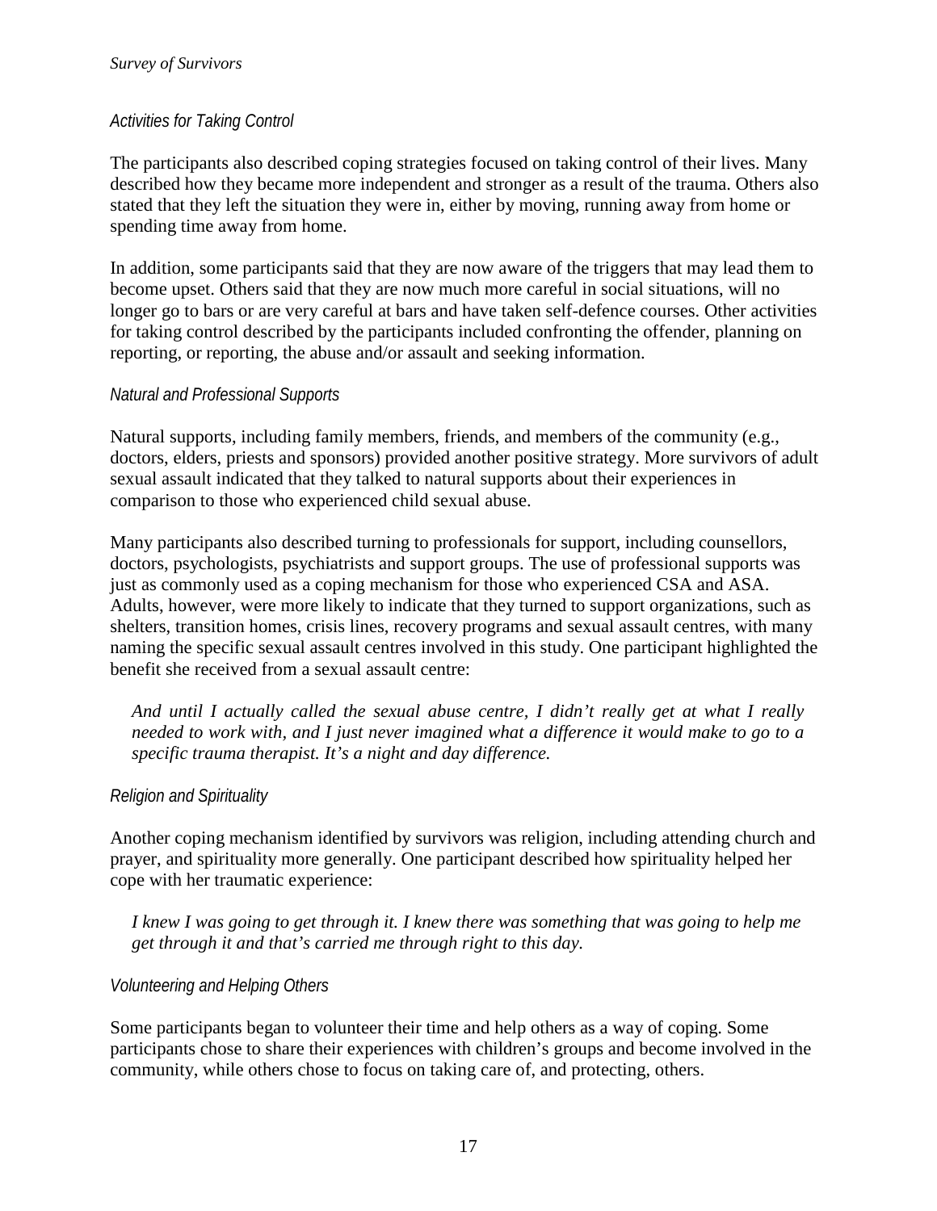### *Activities for Taking Control*

The participants also described coping strategies focused on taking control of their lives. Many described how they became more independent and stronger as a result of the trauma. Others also stated that they left the situation they were in, either by moving, running away from home or spending time away from home.

In addition, some participants said that they are now aware of the triggers that may lead them to become upset. Others said that they are now much more careful in social situations, will no longer go to bars or are very careful at bars and have taken self-defence courses. Other activities for taking control described by the participants included confronting the offender, planning on reporting, or reporting, the abuse and/or assault and seeking information.

### *Natural and Professional Supports*

Natural supports, including family members, friends, and members of the community (e.g., doctors, elders, priests and sponsors) provided another positive strategy. More survivors of adult sexual assault indicated that they talked to natural supports about their experiences in comparison to those who experienced child sexual abuse.

Many participants also described turning to professionals for support, including counsellors, doctors, psychologists, psychiatrists and support groups. The use of professional supports was just as commonly used as a coping mechanism for those who experienced CSA and ASA. Adults, however, were more likely to indicate that they turned to support organizations, such as shelters, transition homes, crisis lines, recovery programs and sexual assault centres, with many naming the specific sexual assault centres involved in this study. One participant highlighted the benefit she received from a sexual assault centre:

> *And until I actually called the sexual abuse centre, I didn't really get at what I really needed to work with, and I just never imagined what a difference it would make to go to a specific trauma therapist. It's a night and day difference.*

### *Religion and Spirituality*

Another coping mechanism identified by survivors was religion, including attending church and prayer, and spirituality more generally. One participant described how spirituality helped her cope with her traumatic experience:

> *I knew I was going to get through it. I knew there was something that was going to help me get through it and that's carried me through right to this day.*

### *Volunteering and Helping Others*

Some participants began to volunteer their time and help others as a way of coping. Some participants chose to share their experiences with children's groups and become involved in the community, while others chose to focus on taking care of, and protecting, others.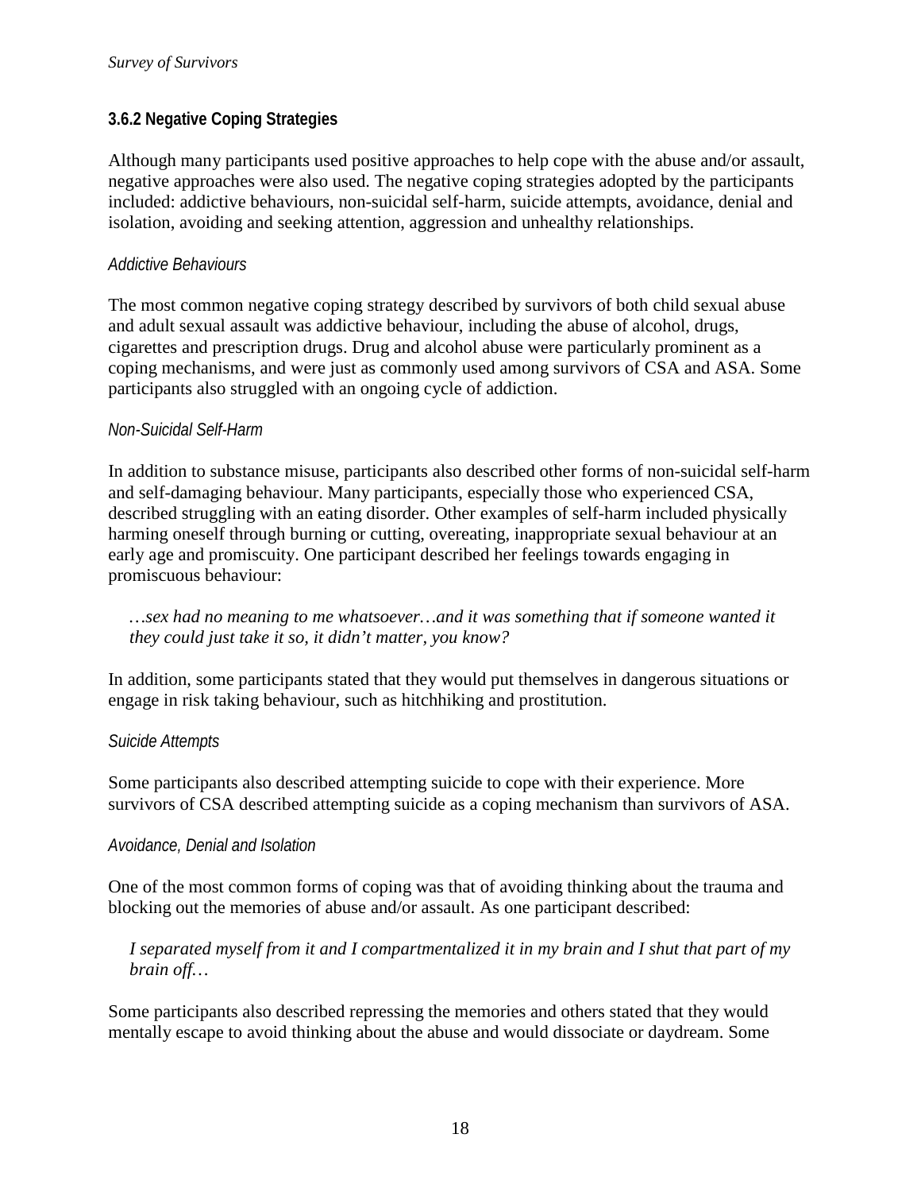### 3.6.2 Negative Coping Strategies

Although many participants used positive approaches to help cope with the abuse and/or assault, negative approaches were also used. The negative coping strategies adopted by the participants included: addictive behaviours, non-suicidal self-harm, suicide attempts, avoidance, denial and isolation, avoiding and seeking attention, aggression and unhealthy relationships.

*Addictive Behaviours*

The most common negative coping strategy described by survivors of both child sexual abuse and adult sexual assault was addictive behaviour, including the abuse of alcohol, drugs, cigarettes and prescription drugs. Drug and alcohol abuse were particularly prominent as a coping mechanisms, and were just as commonly used among survivors of CSA and ASA. Some participants also struggled with an ongoing cycle of addiction.

*Non-Suicidal Self-Harm*

In addition to substance misuse, participants also described other forms of non-suicidal self-harm and self-damaging behaviour. Many participants, especially those who experienced CSA, described struggling with an eating disorder. Other examples of self-harm included physically harming oneself through burning or cutting, overeating, inappropriate sexual behaviour at an early age and promiscuity. One participant described her feelings towards engaging in promiscuous behaviour:

> *…sex had no meaning to me whatsoever…and it was something that if someone wanted it they could just take it so, it didn't matter, you know?*

In addition, some participants stated that they would put themselves in dangerous situations or engage in risk taking behaviour, such as hitchhiking and prostitution.

*Suicide Attempts*

Some participants also described attempting suicide to cope with their experience. More survivors of CSA described attempting suicide as a coping mechanism than survivors of ASA.

*Avoidance, Denial and Isolation*

One of the most common forms of coping was that of avoiding thinking about the trauma and blocking out the memories of abuse and/or assault. As one participant described:

> *I separated myself from it and I compartmentalized it in my brain and I shut that part of my brain off…*

Some participants also described repressing the memories and others stated that they would mentally escape to avoid thinking about the abuse and would dissociate or daydream. Some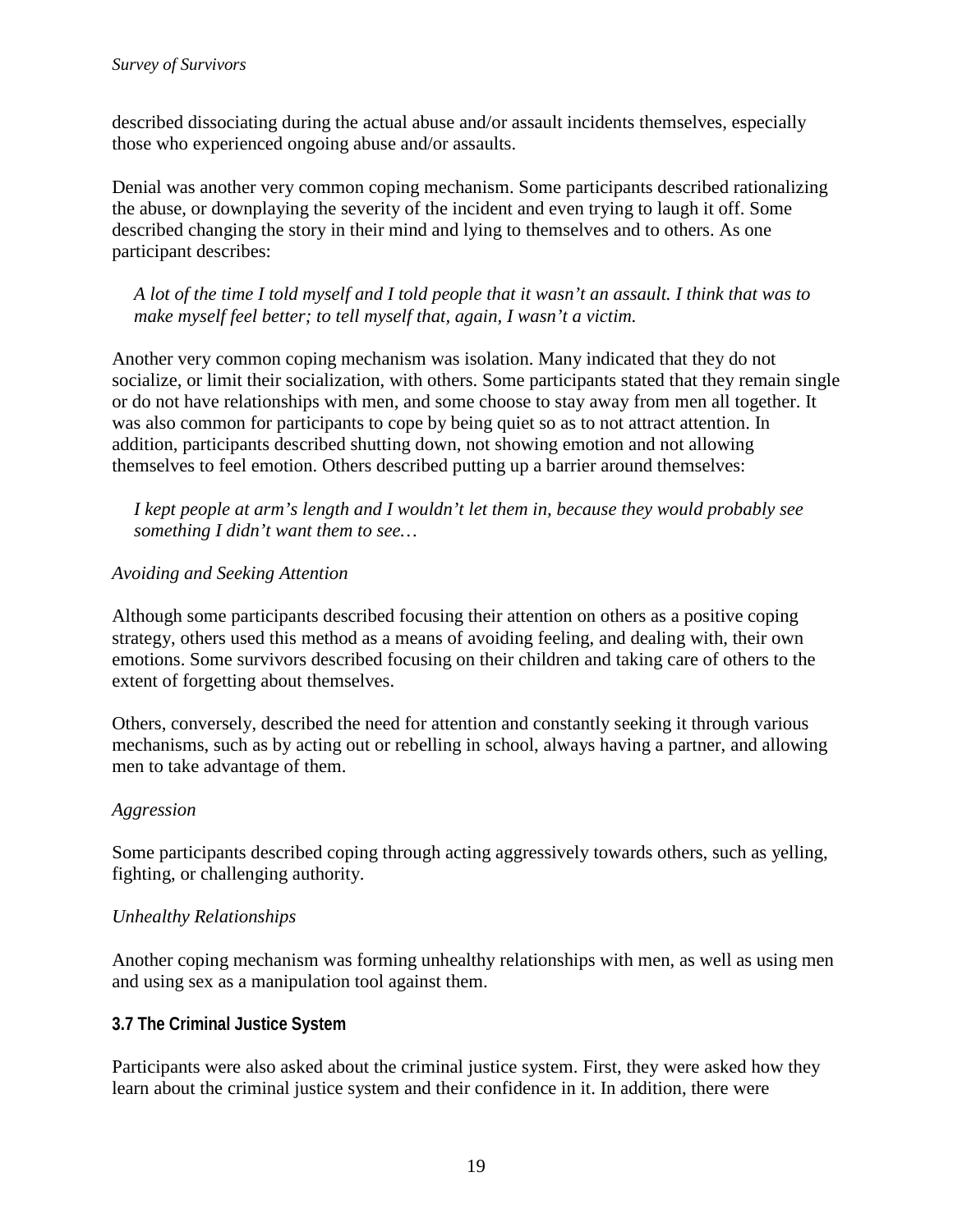described dissociating during the actual abuse and/or assault incidents themselves, especially those who experienced ongoing abuse and/or assaults.

Denial was another very common coping mechanism. Some participants described rationalizing the abuse, or downplaying the severity of the incident and even trying to laugh it off. Some described changing the story in their mind and lying to themselves and to others. As one participant describes:

> *A lot of the time I told myself and I told people that it wasn't an assault. I think that was to make myself feel better; to tell myself that, again, I wasn't a victim.*

Another very common coping mechanism was isolation. Many indicated that they do not socialize, or limit their socialization, with others. Some participants stated that they remain single or do not have relationships with men, and some choose to stay away from men all together. It was also common for participants to cope by being quiet so as to not attract attention. In addition, participants described shutting down, not showing emotion and not allowing themselves to feel emotion. Others described putting up a barrier around themselves:

> *I kept people at arm's length and I wouldn't let them in, because they would probably see something I didn't want them to see…*

*Avoiding and Seeking Attention*

Although some participants described focusing their attention on others as a positive coping strategy, others used this method as a means of avoiding feeling, and dealing with, their own emotions. Some survivors described focusing on their children and taking care of others to the extent of forgetting about themselves.

Others, conversely, described the need for attention and constantly seeking it through various mechanisms, such as by acting out or rebelling in school, always having a partner, and allowing men to take advantage of them.

*Aggression*

Some participants described coping through acting aggressively towards others, such as yelling, fighting, or challenging authority.

*Unhealthy Relationships*

Another coping mechanism was forming unhealthy relationships with men, as well as using men and using sex as a manipulation tool against them.

### 3.7 The Criminal Justice System

Participants were also asked about the criminal justice system. First, they were asked how they learn about the criminal justice system and their confidence in it. In addition, there were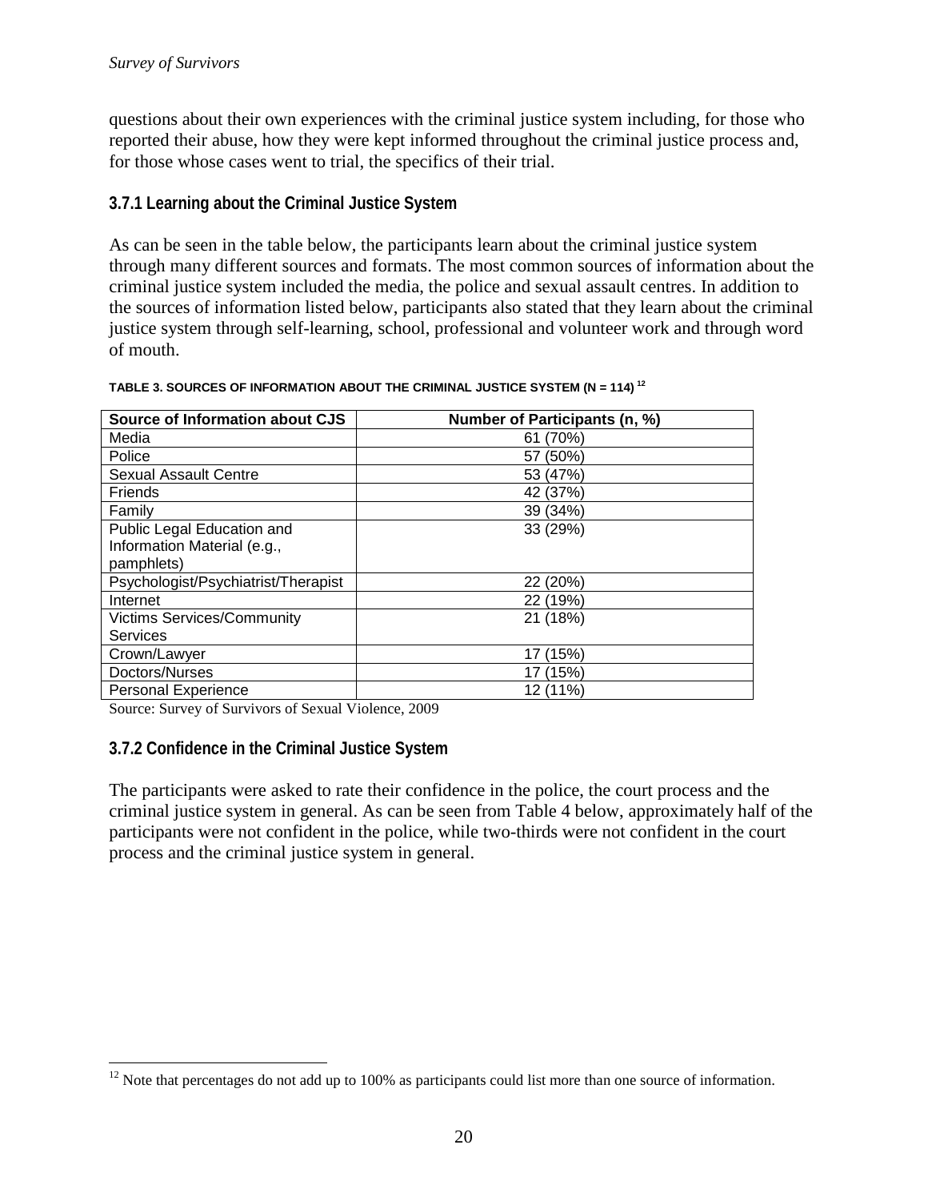questions about their own experiences with the criminal justice system including, for those who reported their abuse, how they were kept informed throughout the criminal justice process and, for those whose cases went to trial, the specifics of their trial.

### 3.7.1 Learning about the Criminal Justice System

As can be seen in the table below, the participants learn about the criminal justice system through many different sources and formats. The most common sources of information about the criminal justice system included the media, the police and sexual assault centres. In addition to the sources of information listed below, participants also stated that they learn about the criminal justice system through self-learning, school, professional and volunteer work and through word of mouth.

**TABLE 3. SOURCES OF INFORMATION ABOUT THE CRIMINAL JUSTICE SYSTEM (N = 114) [12]**

| Source of Information about CJS | Number of Participants (n, %) |
|---|---|
| Media | 61 (70%) |
| Police | 57 (50%) |
| Sexual Assault Centre | 53 (47%) |
| Friends | 42 (37%) |
| Family | 39 (34%) |
| Public Legal Education and Information Material (e.g., pamphlets) | 33 (29%) |
| Psychologist/Psychiatrist/Therapist | 22 (20%) |
| Internet | 22 (19%) |
| Victims Services/Community Services | 21 (18%) |
| Crown/Lawyer | 17 (15%) |
| Doctors/Nurses | 17 (15%) |
| Personal Experience | 12 (11%) |

Source: Survey of Survivors of Sexual Violence, 2009

### 3.7.2 Confidence in the Criminal Justice System

The participants were asked to rate their confidence in the police, the court process and the criminal justice system in general. As can be seen from Table 4 below, approximately half of the participants were not confident in the police, while two-thirds were not confident in the court process and the criminal justice system in general.

[12] Note that percentages do not add up to 100% as participants could list more than one source of information.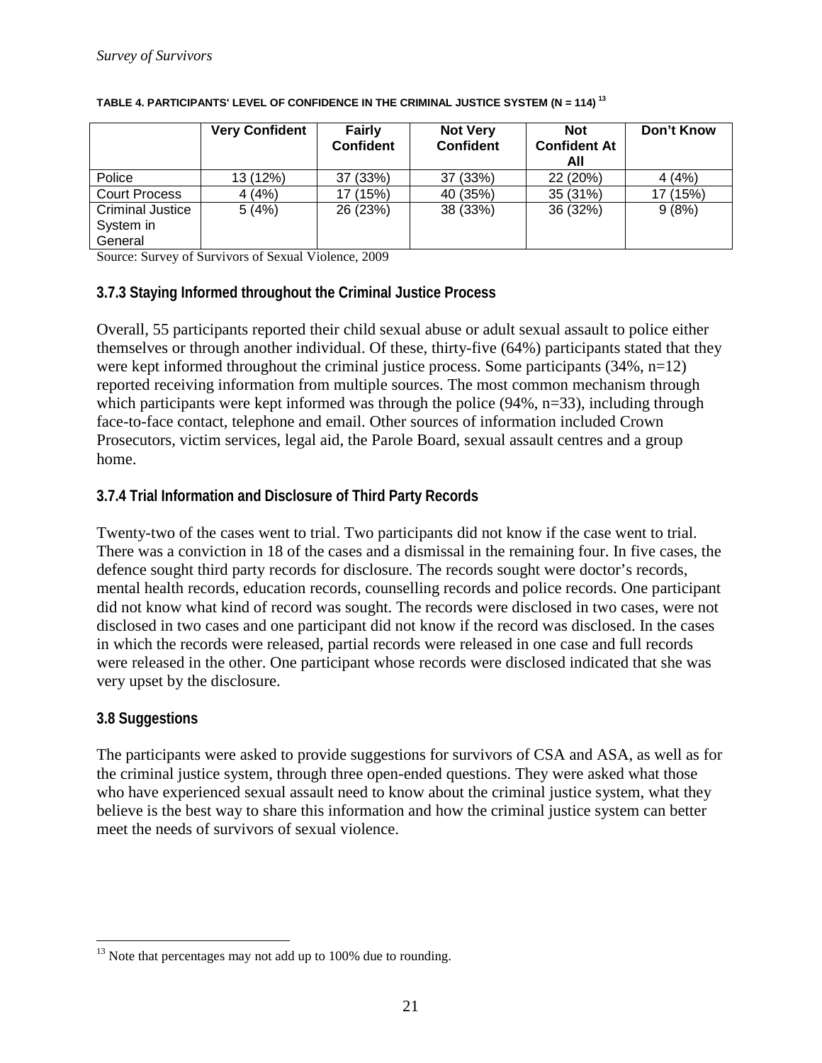**TABLE 4. PARTICIPANTS' LEVEL OF CONFIDENCE IN THE CRIMINAL JUSTICE SYSTEM (N = 114)** [13]

| | Very Confident | Fairly Confident | Not Very Confident | Not Confident At All | Don't Know |
|---|---|---|---|---|---|
| Police | 13 (12%) | 37 (33%) | 37 (33%) | 22 (20%) | 4 (4%) |
| Court Process | 4 (4%) | 17 (15%) | 40 (35%) | 35 (31%) | 17 (15%) |
| Criminal Justice System in General | 5 (4%) | 26 (23%) | 38 (33%) | 36 (32%) | 9 (8%) |

Source: Survey of Survivors of Sexual Violence, 2009

### 3.7.3 Staying Informed throughout the Criminal Justice Process

Overall, 55 participants reported their child sexual abuse or adult sexual assault to police either themselves or through another individual. Of these, thirty-five (64%) participants stated that they were kept informed throughout the criminal justice process. Some participants (34%, n=12) reported receiving information from multiple sources. The most common mechanism through which participants were kept informed was through the police (94%, n=33), including through face-to-face contact, telephone and email. Other sources of information included Crown Prosecutors, victim services, legal aid, the Parole Board, sexual assault centres and a group home.

### 3.7.4 Trial Information and Disclosure of Third Party Records

Twenty-two of the cases went to trial. Two participants did not know if the case went to trial. There was a conviction in 18 of the cases and a dismissal in the remaining four. In five cases, the defence sought third party records for disclosure. The records sought were doctor's records, mental health records, education records, counselling records and police records. One participant did not know what kind of record was sought. The records were disclosed in two cases, were not disclosed in two cases and one participant did not know if the record was disclosed. In the cases in which the records were released, partial records were released in one case and full records were released in the other. One participant whose records were disclosed indicated that she was very upset by the disclosure.

## 3.8 Suggestions

The participants were asked to provide suggestions for survivors of CSA and ASA, as well as for the criminal justice system, through three open-ended questions. They were asked what those who have experienced sexual assault need to know about the criminal justice system, what they believe is the best way to share this information and how the criminal justice system can better meet the needs of survivors of sexual violence.

---

[13] Note that percentages may not add up to 100% due to rounding.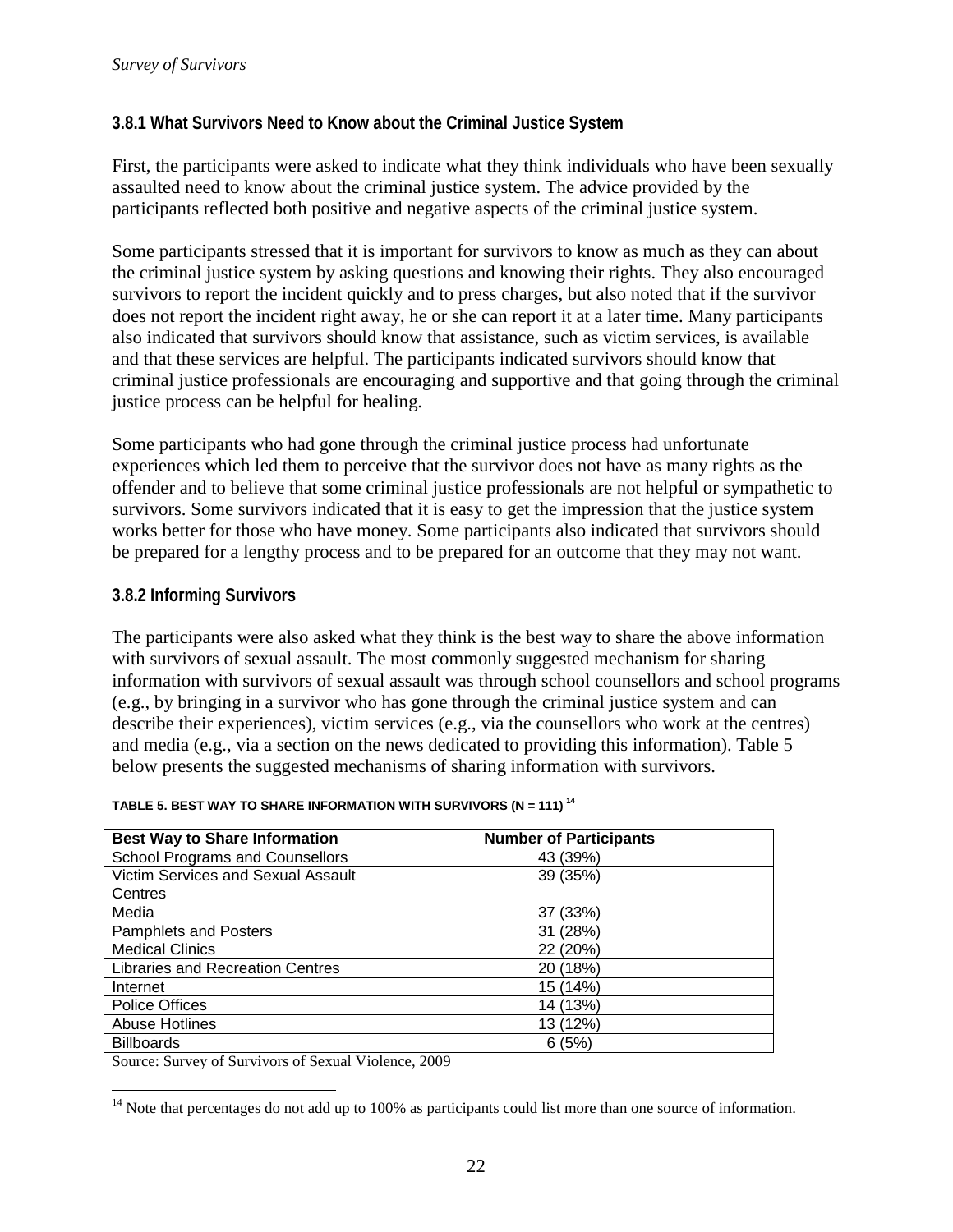### 3.8.1 What Survivors Need to Know about the Criminal Justice System

First, the participants were asked to indicate what they think individuals who have been sexually assaulted need to know about the criminal justice system. The advice provided by the participants reflected both positive and negative aspects of the criminal justice system.

Some participants stressed that it is important for survivors to know as much as they can about the criminal justice system by asking questions and knowing their rights. They also encouraged survivors to report the incident quickly and to press charges, but also noted that if the survivor does not report the incident right away, he or she can report it at a later time. Many participants also indicated that survivors should know that assistance, such as victim services, is available and that these services are helpful. The participants indicated survivors should know that criminal justice professionals are encouraging and supportive and that going through the criminal justice process can be helpful for healing.

Some participants who had gone through the criminal justice process had unfortunate experiences which led them to perceive that the survivor does not have as many rights as the offender and to believe that some criminal justice professionals are not helpful or sympathetic to survivors. Some survivors indicated that it is easy to get the impression that the justice system works better for those who have money. Some participants also indicated that survivors should be prepared for a lengthy process and to be prepared for an outcome that they may not want.

### 3.8.2 Informing Survivors

The participants were also asked what they think is the best way to share the above information with survivors of sexual assault. The most commonly suggested mechanism for sharing information with survivors of sexual assault was through school counsellors and school programs (e.g., by bringing in a survivor who has gone through the criminal justice system and can describe their experiences), victim services (e.g., via the counsellors who work at the centres) and media (e.g., via a section on the news dedicated to providing this information). Table 5 below presents the suggested mechanisms of sharing information with survivors.

**TABLE 5. BEST WAY TO SHARE INFORMATION WITH SURVIVORS (N = 111) [14]**

| Best Way to Share Information | Number of Participants |
|---|---|
| School Programs and Counsellors | 43 (39%) |
| Victim Services and Sexual Assault Centres | 39 (35%) |
| Media | 37 (33%) |
| Pamphlets and Posters | 31 (28%) |
| Medical Clinics | 22 (20%) |
| Libraries and Recreation Centres | 20 (18%) |
| Internet | 15 (14%) |
| Police Offices | 14 (13%) |
| Abuse Hotlines | 13 (12%) |
| Billboards | 6 (5%) |

Source: Survey of Survivors of Sexual Violence, 2009

[14] Note that percentages do not add up to 100% as participants could list more than one source of information.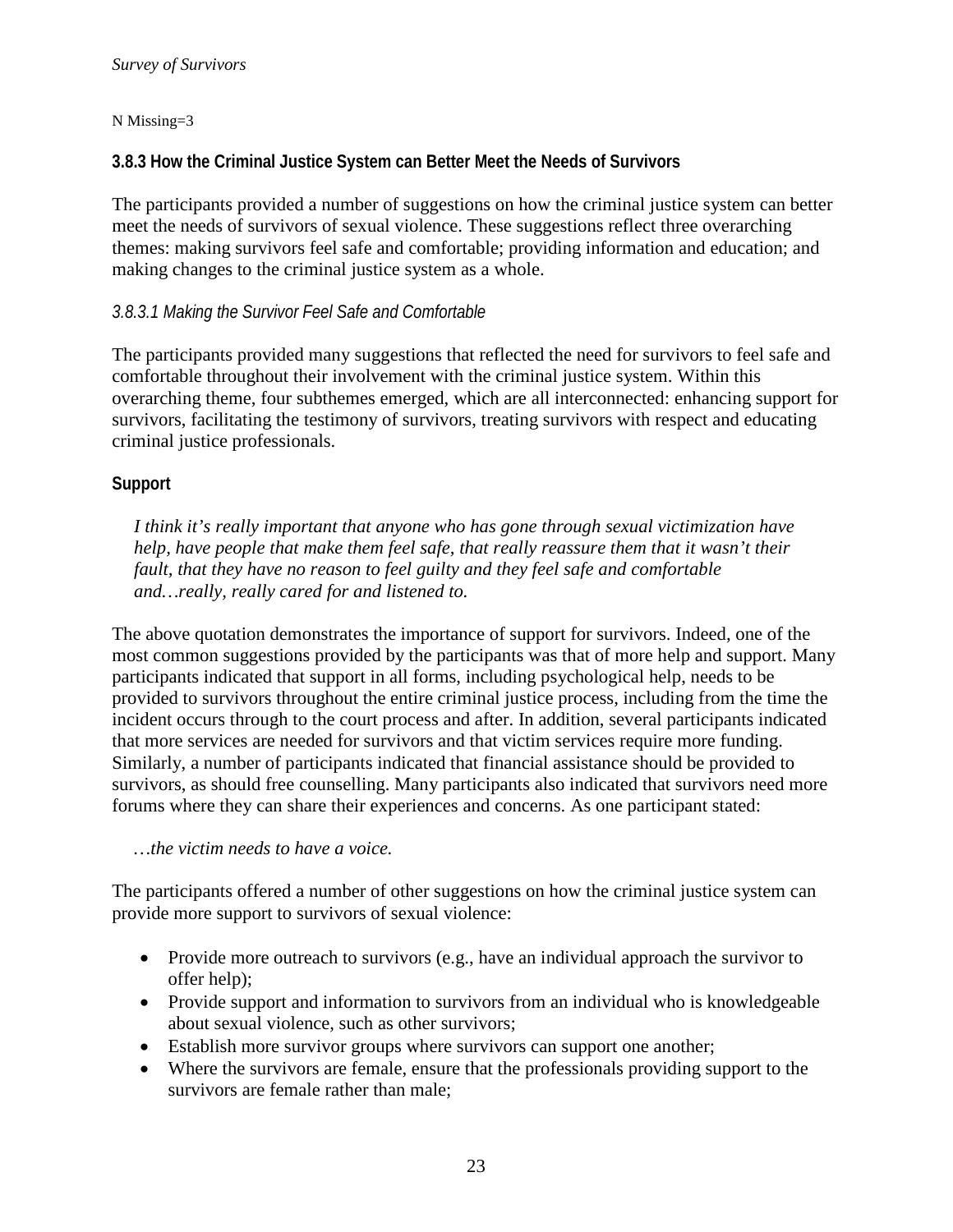N Missing=3

### 3.8.3 How the Criminal Justice System can Better Meet the Needs of Survivors

The participants provided a number of suggestions on how the criminal justice system can better meet the needs of survivors of sexual violence. These suggestions reflect three overarching themes: making survivors feel safe and comfortable; providing information and education; and making changes to the criminal justice system as a whole.

#### *3.8.3.1 Making the Survivor Feel Safe and Comfortable*

The participants provided many suggestions that reflected the need for survivors to feel safe and comfortable throughout their involvement with the criminal justice system. Within this overarching theme, four subthemes emerged, which are all interconnected: enhancing support for survivors, facilitating the testimony of survivors, treating survivors with respect and educating criminal justice professionals.

**Support**

> *I think it's really important that anyone who has gone through sexual victimization have help, have people that make them feel safe, that really reassure them that it wasn't their fault, that they have no reason to feel guilty and they feel safe and comfortable and…really, really cared for and listened to.*

The above quotation demonstrates the importance of support for survivors. Indeed, one of the most common suggestions provided by the participants was that of more help and support. Many participants indicated that support in all forms, including psychological help, needs to be provided to survivors throughout the entire criminal justice process, including from the time the incident occurs through to the court process and after. In addition, several participants indicated that more services are needed for survivors and that victim services require more funding. Similarly, a number of participants indicated that financial assistance should be provided to survivors, as should free counselling. Many participants also indicated that survivors need more forums where they can share their experiences and concerns. As one participant stated:

> *…the victim needs to have a voice.*

The participants offered a number of other suggestions on how the criminal justice system can provide more support to survivors of sexual violence:

- Provide more outreach to survivors (e.g., have an individual approach the survivor to offer help);
- Provide support and information to survivors from an individual who is knowledgeable about sexual violence, such as other survivors;
- Establish more survivor groups where survivors can support one another;
- Where the survivors are female, ensure that the professionals providing support to the survivors are female rather than male;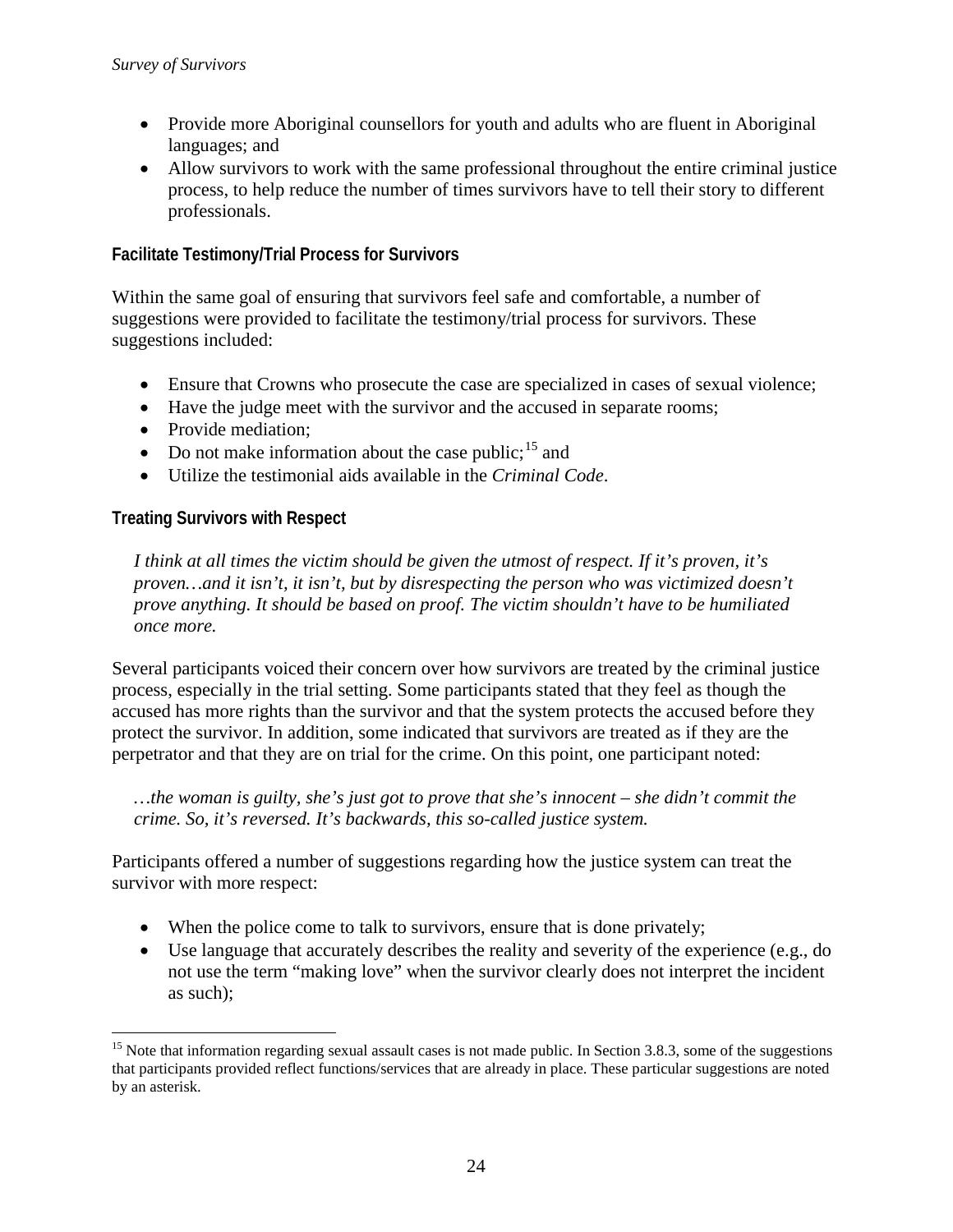- Provide more Aboriginal counsellors for youth and adults who are fluent in Aboriginal languages; and
- Allow survivors to work with the same professional throughout the entire criminal justice process, to help reduce the number of times survivors have to tell their story to different professionals.

### Facilitate Testimony/Trial Process for Survivors

Within the same goal of ensuring that survivors feel safe and comfortable, a number of suggestions were provided to facilitate the testimony/trial process for survivors. These suggestions included:

- Ensure that Crowns who prosecute the case are specialized in cases of sexual violence;
- Have the judge meet with the survivor and the accused in separate rooms;
- Provide mediation;
- Do not make information about the case public;[15] and
- Utilize the testimonial aids available in the *Criminal Code*.

### Treating Survivors with Respect

> *I think at all times the victim should be given the utmost of respect. If it's proven, it's proven…and it isn't, it isn't, but by disrespecting the person who was victimized doesn't prove anything. It should be based on proof. The victim shouldn't have to be humiliated once more.*

Several participants voiced their concern over how survivors are treated by the criminal justice process, especially in the trial setting. Some participants stated that they feel as though the accused has more rights than the survivor and that the system protects the accused before they protect the survivor. In addition, some indicated that survivors are treated as if they are the perpetrator and that they are on trial for the crime. On this point, one participant noted:

> *…the woman is guilty, she's just got to prove that she's innocent – she didn't commit the crime. So, it's reversed. It's backwards, this so-called justice system.*

Participants offered a number of suggestions regarding how the justice system can treat the survivor with more respect:

- When the police come to talk to survivors, ensure that is done privately;
- Use language that accurately describes the reality and severity of the experience (e.g., do not use the term "making love" when the survivor clearly does not interpret the incident as such);

---

[15] Note that information regarding sexual assault cases is not made public. In Section 3.8.3, some of the suggestions that participants provided reflect functions/services that are already in place. These particular suggestions are noted by an asterisk.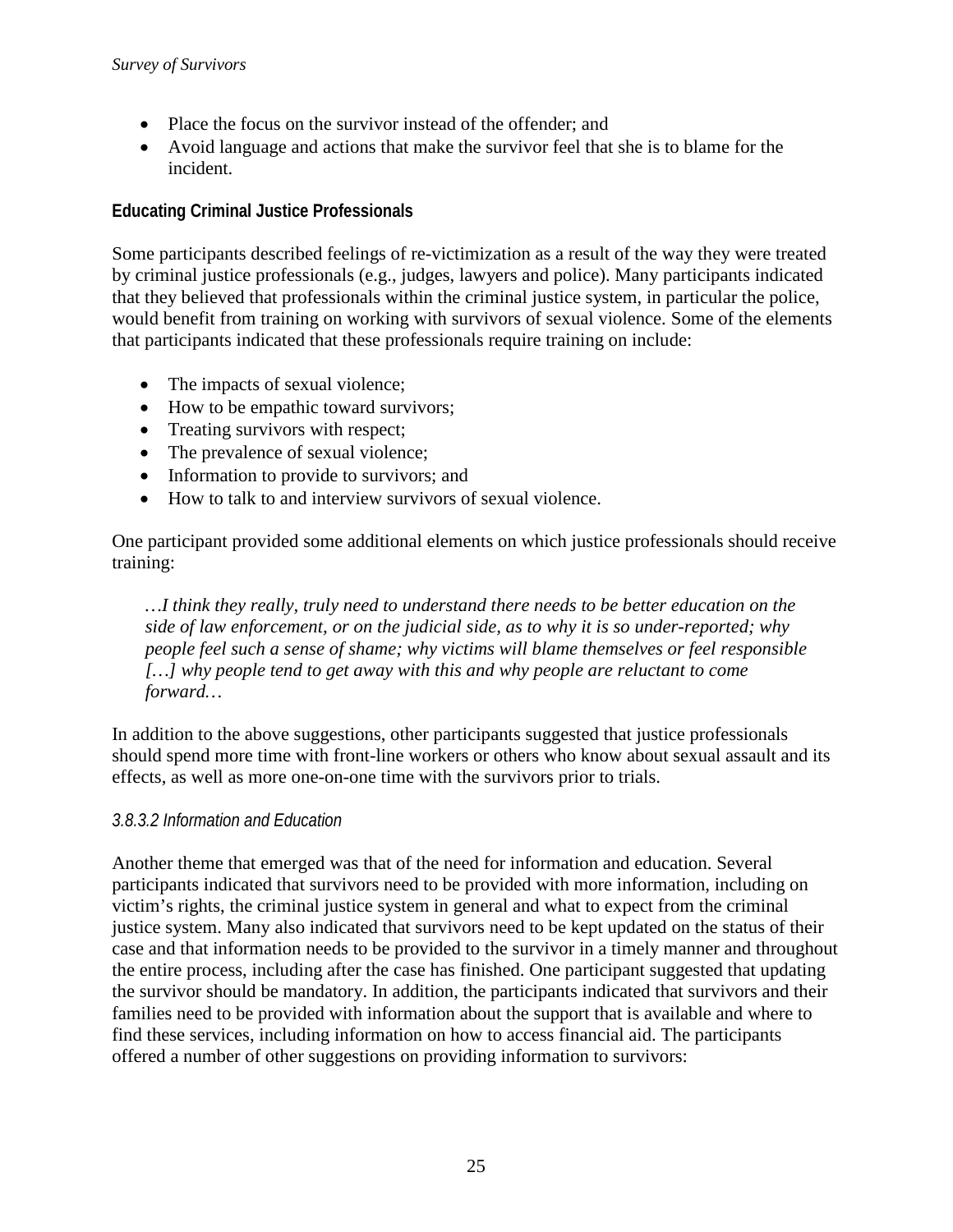- Place the focus on the survivor instead of the offender; and
- Avoid language and actions that make the survivor feel that she is to blame for the incident.

**Educating Criminal Justice Professionals**

Some participants described feelings of re-victimization as a result of the way they were treated by criminal justice professionals (e.g., judges, lawyers and police). Many participants indicated that they believed that professionals within the criminal justice system, in particular the police, would benefit from training on working with survivors of sexual violence. Some of the elements that participants indicated that these professionals require training on include:

- The impacts of sexual violence;
- How to be empathic toward survivors;
- Treating survivors with respect;
- The prevalence of sexual violence;
- Information to provide to survivors; and
- How to talk to and interview survivors of sexual violence.

One participant provided some additional elements on which justice professionals should receive training:

> *…I think they really, truly need to understand there needs to be better education on the side of law enforcement, or on the judicial side, as to why it is so under-reported; why people feel such a sense of shame; why victims will blame themselves or feel responsible […] why people tend to get away with this and why people are reluctant to come forward…*

In addition to the above suggestions, other participants suggested that justice professionals should spend more time with front-line workers or others who know about sexual assault and its effects, as well as more one-on-one time with the survivors prior to trials.

*3.8.3.2 Information and Education*

Another theme that emerged was that of the need for information and education. Several participants indicated that survivors need to be provided with more information, including on victim's rights, the criminal justice system in general and what to expect from the criminal justice system. Many also indicated that survivors need to be kept updated on the status of their case and that information needs to be provided to the survivor in a timely manner and throughout the entire process, including after the case has finished. One participant suggested that updating the survivor should be mandatory. In addition, the participants indicated that survivors and their families need to be provided with information about the support that is available and where to find these services, including information on how to access financial aid. The participants offered a number of other suggestions on providing information to survivors: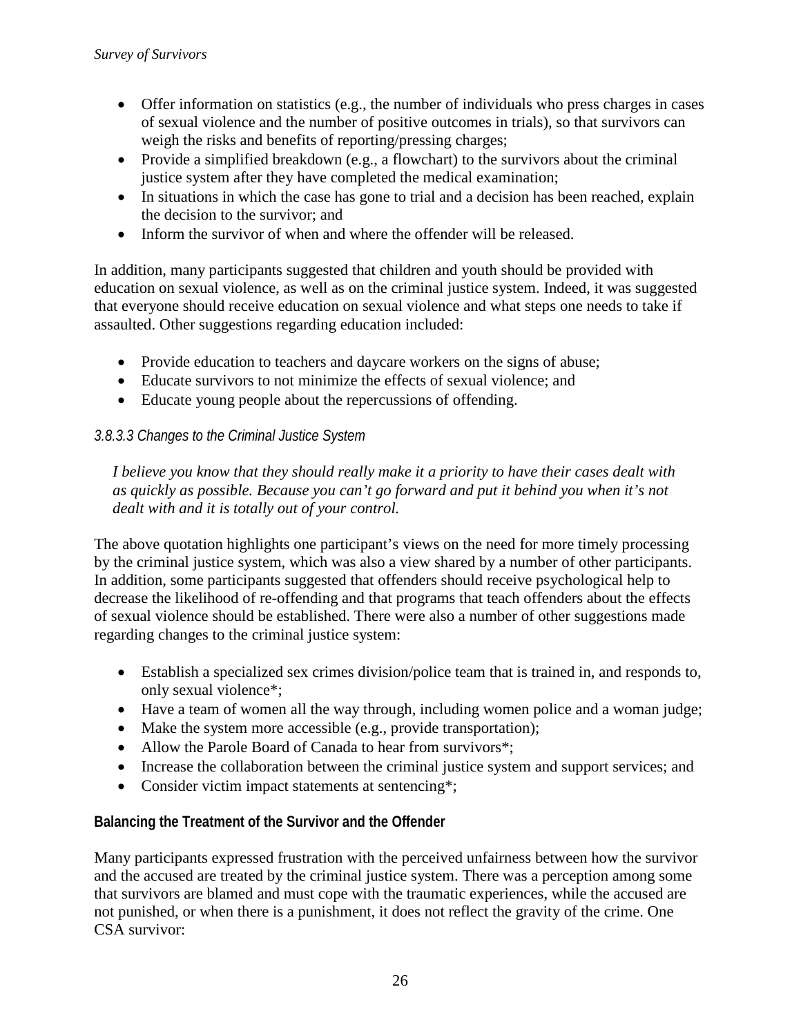- Offer information on statistics (e.g., the number of individuals who press charges in cases of sexual violence and the number of positive outcomes in trials), so that survivors can weigh the risks and benefits of reporting/pressing charges;
- Provide a simplified breakdown (e.g., a flowchart) to the survivors about the criminal justice system after they have completed the medical examination;
- In situations in which the case has gone to trial and a decision has been reached, explain the decision to the survivor; and
- Inform the survivor of when and where the offender will be released.

In addition, many participants suggested that children and youth should be provided with education on sexual violence, as well as on the criminal justice system. Indeed, it was suggested that everyone should receive education on sexual violence and what steps one needs to take if assaulted. Other suggestions regarding education included:

- Provide education to teachers and daycare workers on the signs of abuse;
- Educate survivors to not minimize the effects of sexual violence; and
- Educate young people about the repercussions of offending.

#### *3.8.3.3 Changes to the Criminal Justice System*

> *I believe you know that they should really make it a priority to have their cases dealt with as quickly as possible. Because you can't go forward and put it behind you when it's not dealt with and it is totally out of your control.*

The above quotation highlights one participant's views on the need for more timely processing by the criminal justice system, which was also a view shared by a number of other participants. In addition, some participants suggested that offenders should receive psychological help to decrease the likelihood of re-offending and that programs that teach offenders about the effects of sexual violence should be established. There were also a number of other suggestions made regarding changes to the criminal justice system:

- Establish a specialized sex crimes division/police team that is trained in, and responds to, only sexual violence*;
- Have a team of women all the way through, including women police and a woman judge;
- Make the system more accessible (e.g., provide transportation);
- Allow the Parole Board of Canada to hear from survivors*;
- Increase the collaboration between the criminal justice system and support services; and
- Consider victim impact statements at sentencing*;

**Balancing the Treatment of the Survivor and the Offender**

Many participants expressed frustration with the perceived unfairness between how the survivor and the accused are treated by the criminal justice system. There was a perception among some that survivors are blamed and must cope with the traumatic experiences, while the accused are not punished, or when there is a punishment, it does not reflect the gravity of the crime. One CSA survivor: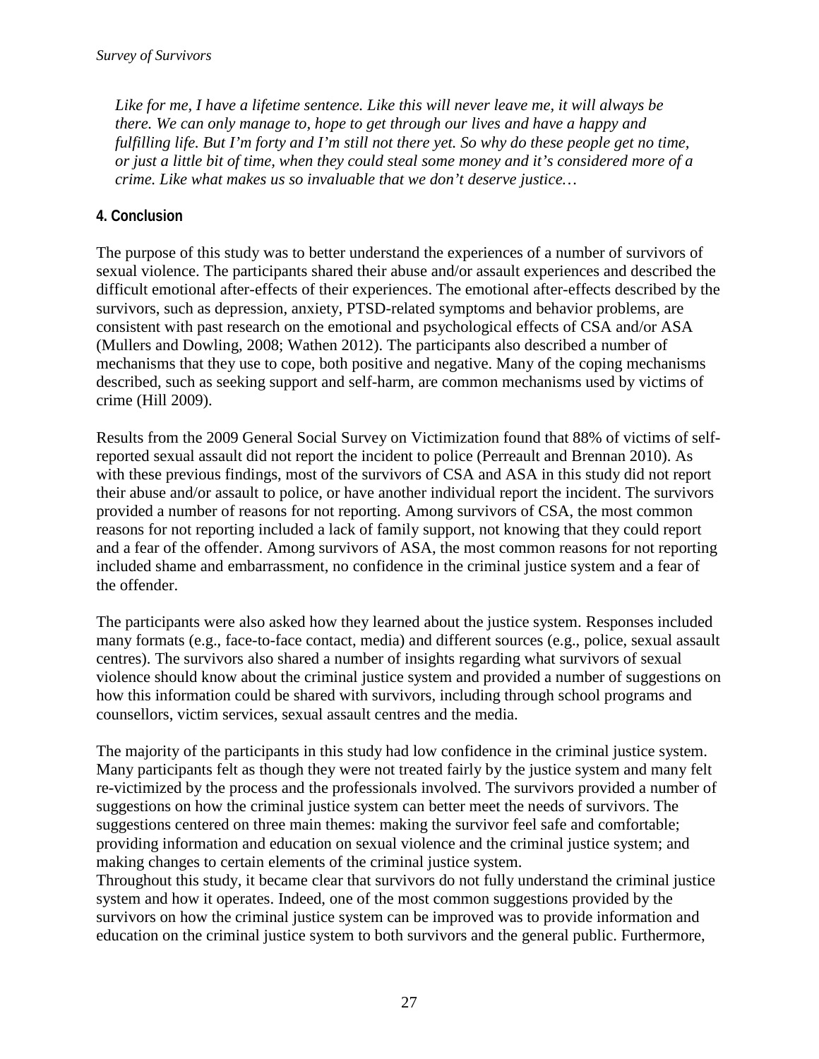*Like for me, I have a lifetime sentence. Like this will never leave me, it will always be there. We can only manage to, hope to get through our lives and have a happy and fulfilling life. But I'm forty and I'm still not there yet. So why do these people get no time, or just a little bit of time, when they could steal some money and it's considered more of a crime. Like what makes us so invaluable that we don't deserve justice…*

## 4. Conclusion

The purpose of this study was to better understand the experiences of a number of survivors of sexual violence. The participants shared their abuse and/or assault experiences and described the difficult emotional after-effects of their experiences. The emotional after-effects described by the survivors, such as depression, anxiety, PTSD-related symptoms and behavior problems, are consistent with past research on the emotional and psychological effects of CSA and/or ASA (Mullers and Dowling, 2008; Wathen 2012). The participants also described a number of mechanisms that they use to cope, both positive and negative. Many of the coping mechanisms described, such as seeking support and self-harm, are common mechanisms used by victims of crime (Hill 2009).

Results from the 2009 General Social Survey on Victimization found that 88% of victims of self-reported sexual assault did not report the incident to police (Perreault and Brennan 2010). As with these previous findings, most of the survivors of CSA and ASA in this study did not report their abuse and/or assault to police, or have another individual report the incident. The survivors provided a number of reasons for not reporting. Among survivors of CSA, the most common reasons for not reporting included a lack of family support, not knowing that they could report and a fear of the offender. Among survivors of ASA, the most common reasons for not reporting included shame and embarrassment, no confidence in the criminal justice system and a fear of the offender.

The participants were also asked how they learned about the justice system. Responses included many formats (e.g., face-to-face contact, media) and different sources (e.g., police, sexual assault centres). The survivors also shared a number of insights regarding what survivors of sexual violence should know about the criminal justice system and provided a number of suggestions on how this information could be shared with survivors, including through school programs and counsellors, victim services, sexual assault centres and the media.

The majority of the participants in this study had low confidence in the criminal justice system. Many participants felt as though they were not treated fairly by the justice system and many felt re-victimized by the process and the professionals involved. The survivors provided a number of suggestions on how the criminal justice system can better meet the needs of survivors. The suggestions centered on three main themes: making the survivor feel safe and comfortable; providing information and education on sexual violence and the criminal justice system; and making changes to certain elements of the criminal justice system.

Throughout this study, it became clear that survivors do not fully understand the criminal justice system and how it operates. Indeed, one of the most common suggestions provided by the survivors on how the criminal justice system can be improved was to provide information and education on the criminal justice system to both survivors and the general public. Furthermore,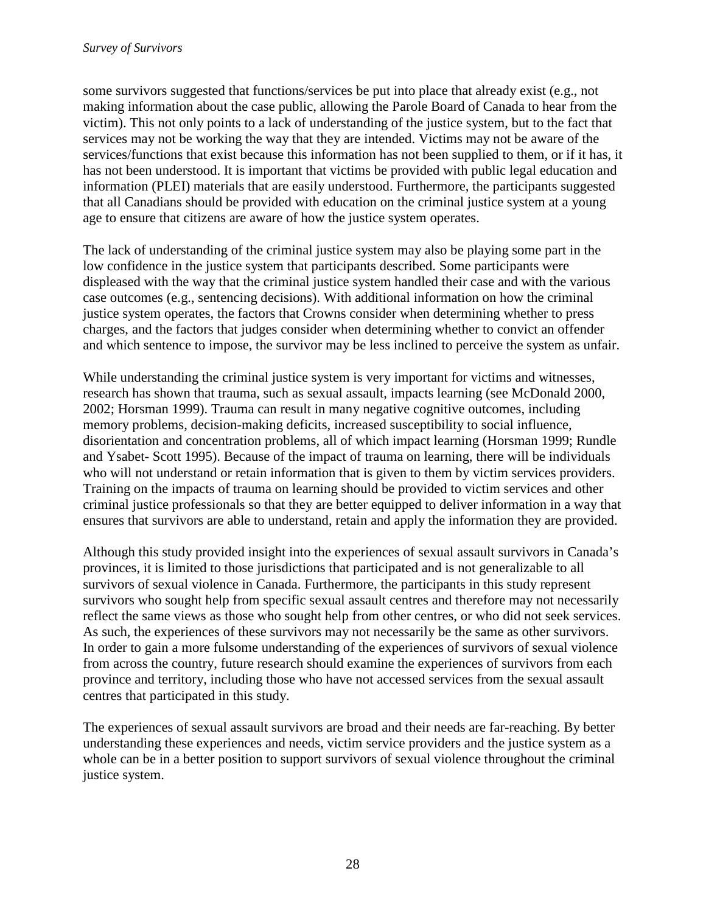some survivors suggested that functions/services be put into place that already exist (e.g., not making information about the case public, allowing the Parole Board of Canada to hear from the victim). This not only points to a lack of understanding of the justice system, but to the fact that services may not be working the way that they are intended. Victims may not be aware of the services/functions that exist because this information has not been supplied to them, or if it has, it has not been understood. It is important that victims be provided with public legal education and information (PLEI) materials that are easily understood. Furthermore, the participants suggested that all Canadians should be provided with education on the criminal justice system at a young age to ensure that citizens are aware of how the justice system operates.

The lack of understanding of the criminal justice system may also be playing some part in the low confidence in the justice system that participants described. Some participants were displeased with the way that the criminal justice system handled their case and with the various case outcomes (e.g., sentencing decisions). With additional information on how the criminal justice system operates, the factors that Crowns consider when determining whether to press charges, and the factors that judges consider when determining whether to convict an offender and which sentence to impose, the survivor may be less inclined to perceive the system as unfair.

While understanding the criminal justice system is very important for victims and witnesses, research has shown that trauma, such as sexual assault, impacts learning (see McDonald 2000, 2002; Horsman 1999). Trauma can result in many negative cognitive outcomes, including memory problems, decision-making deficits, increased susceptibility to social influence, disorientation and concentration problems, all of which impact learning (Horsman 1999; Rundle and Ysabet- Scott 1995). Because of the impact of trauma on learning, there will be individuals who will not understand or retain information that is given to them by victim services providers. Training on the impacts of trauma on learning should be provided to victim services and other criminal justice professionals so that they are better equipped to deliver information in a way that ensures that survivors are able to understand, retain and apply the information they are provided.

Although this study provided insight into the experiences of sexual assault survivors in Canada's provinces, it is limited to those jurisdictions that participated and is not generalizable to all survivors of sexual violence in Canada. Furthermore, the participants in this study represent survivors who sought help from specific sexual assault centres and therefore may not necessarily reflect the same views as those who sought help from other centres, or who did not seek services. As such, the experiences of these survivors may not necessarily be the same as other survivors. In order to gain a more fulsome understanding of the experiences of survivors of sexual violence from across the country, future research should examine the experiences of survivors from each province and territory, including those who have not accessed services from the sexual assault centres that participated in this study.

The experiences of sexual assault survivors are broad and their needs are far-reaching. By better understanding these experiences and needs, victim service providers and the justice system as a whole can be in a better position to support survivors of sexual violence throughout the criminal justice system.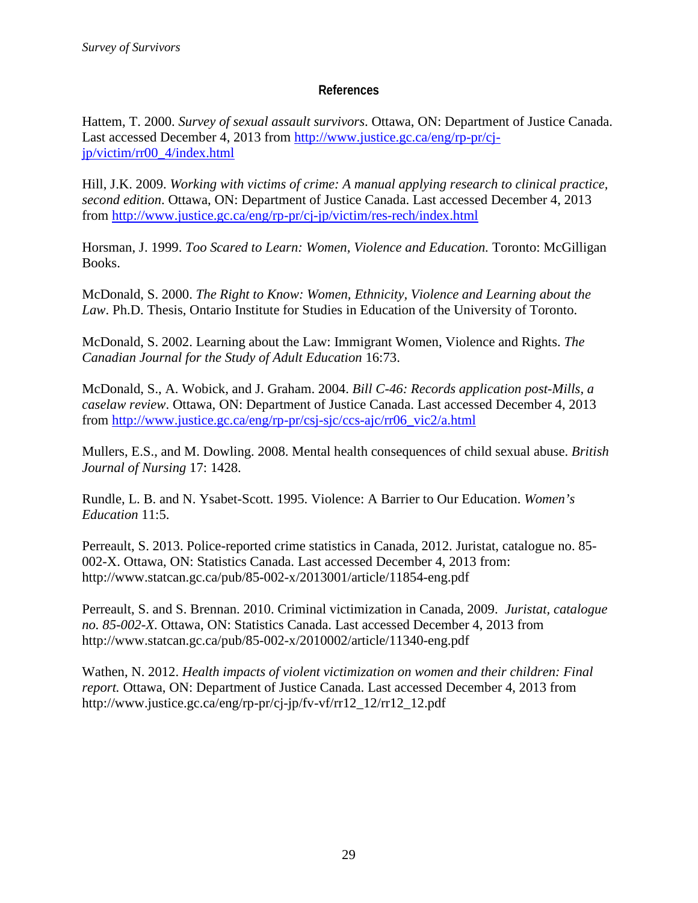## References

Hattem, T. 2000. *Survey of sexual assault survivors*. Ottawa, ON: Department of Justice Canada. Last accessed December 4, 2013 from http://www.justice.gc.ca/eng/rp-pr/cj-jp/victim/rr00_4/index.html

Hill, J.K. 2009. *Working with victims of crime: A manual applying research to clinical practice, second edition*. Ottawa, ON: Department of Justice Canada. Last accessed December 4, 2013 from http://www.justice.gc.ca/eng/rp-pr/cj-jp/victim/res-rech/index.html

Horsman, J. 1999. *Too Scared to Learn: Women, Violence and Education.* Toronto: McGilligan Books.

McDonald, S. 2000. *The Right to Know: Women, Ethnicity, Violence and Learning about the Law*. Ph.D. Thesis, Ontario Institute for Studies in Education of the University of Toronto.

McDonald, S. 2002. Learning about the Law: Immigrant Women, Violence and Rights. *The Canadian Journal for the Study of Adult Education* 16:73.

McDonald, S., A. Wobick, and J. Graham. 2004. *Bill C-46: Records application post-Mills, a caselaw review*. Ottawa, ON: Department of Justice Canada. Last accessed December 4, 2013 from http://www.justice.gc.ca/eng/rp-pr/csj-sjc/ccs-ajc/rr06_vic2/a.html

Mullers, E.S., and M. Dowling. 2008. Mental health consequences of child sexual abuse. *British Journal of Nursing* 17: 1428.

Rundle, L. B. and N. Ysabet-Scott. 1995. Violence: A Barrier to Our Education. *Women's Education* 11:5.

Perreault, S. 2013. Police-reported crime statistics in Canada, 2012. Juristat, catalogue no. 85-002-X. Ottawa, ON: Statistics Canada. Last accessed December 4, 2013 from: http://www.statcan.gc.ca/pub/85-002-x/2013001/article/11854-eng.pdf

Perreault, S. and S. Brennan. 2010. Criminal victimization in Canada, 2009. *Juristat, catalogue no. 85-002-X*. Ottawa, ON: Statistics Canada. Last accessed December 4, 2013 from http://www.statcan.gc.ca/pub/85-002-x/2010002/article/11340-eng.pdf

Wathen, N. 2012. *Health impacts of violent victimization on women and their children: Final report.* Ottawa, ON: Department of Justice Canada. Last accessed December 4, 2013 from http://www.justice.gc.ca/eng/rp-pr/cj-jp/fv-vf/rr12_12/rr12_12.pdf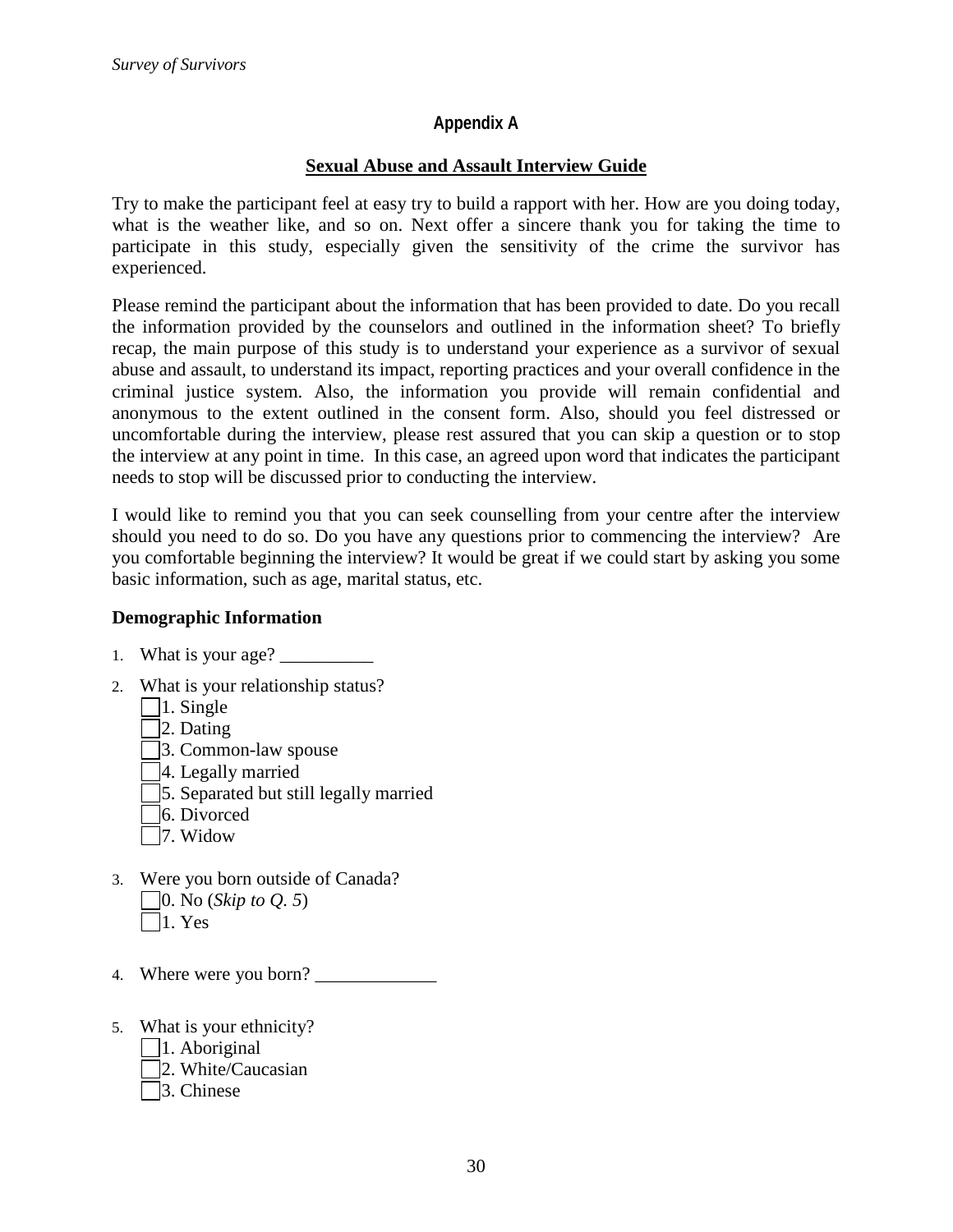## Appendix A

### Sexual Abuse and Assault Interview Guide

Try to make the participant feel at easy try to build a rapport with her. How are you doing today, what is the weather like, and so on. Next offer a sincere thank you for taking the time to participate in this study, especially given the sensitivity of the crime the survivor has experienced.

Please remind the participant about the information that has been provided to date. Do you recall the information provided by the counselors and outlined in the information sheet? To briefly recap, the main purpose of this study is to understand your experience as a survivor of sexual abuse and assault, to understand its impact, reporting practices and your overall confidence in the criminal justice system. Also, the information you provide will remain confidential and anonymous to the extent outlined in the consent form. Also, should you feel distressed or uncomfortable during the interview, please rest assured that you can skip a question or to stop the interview at any point in time. In this case, an agreed upon word that indicates the participant needs to stop will be discussed prior to conducting the interview.

I would like to remind you that you can seek counselling from your centre after the interview should you need to do so. Do you have any questions prior to commencing the interview? Are you comfortable beginning the interview? It would be great if we could start by asking you some basic information, such as age, marital status, etc.

**Demographic Information**

1. What is your age? __________

2. What is your relationship status?
   - ☐ 1. Single
   - ☐ 2. Dating
   - ☐ 3. Common-law spouse
   - ☐ 4. Legally married
   - ☐ 5. Separated but still legally married
   - ☐ 6. Divorced
   - ☐ 7. Widow

3. Were you born outside of Canada?
   - ☐ 0. No (*Skip to Q. 5*)
   - ☐ 1. Yes

4. Where were you born? _____________

5. What is your ethnicity?
   - ☐ 1. Aboriginal
   - ☐ 2. White/Caucasian
   - ☐ 3. Chinese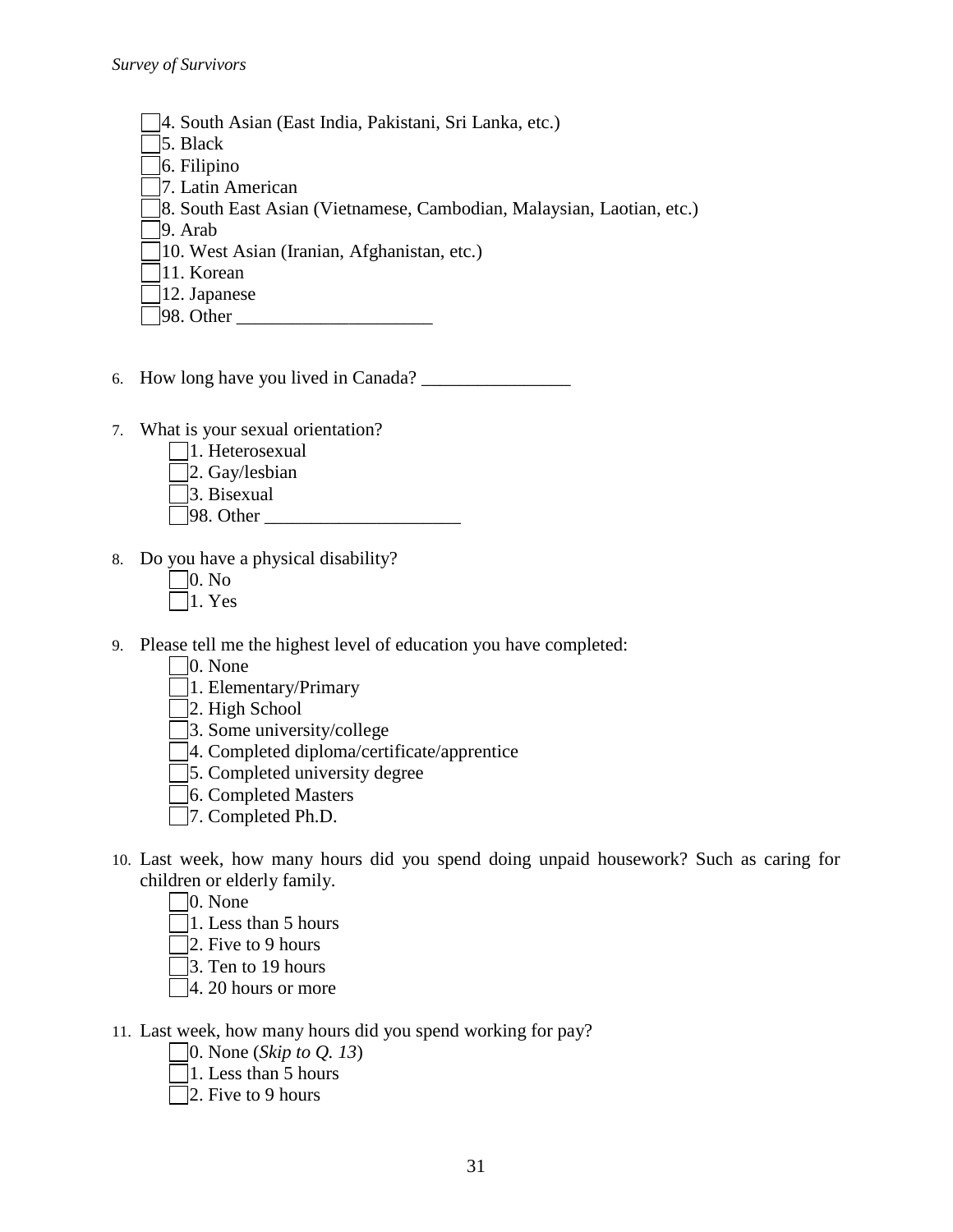- ☐ 4. South Asian (East India, Pakistani, Sri Lanka, etc.)
- ☐ 5. Black
- ☐ 6. Filipino
- ☐ 7. Latin American
- ☐ 8. South East Asian (Vietnamese, Cambodian, Malaysian, Laotian, etc.)
- ☐ 9. Arab
- ☐ 10. West Asian (Iranian, Afghanistan, etc.)
- ☐ 11. Korean
- ☐ 12. Japanese
- ☐ 98. Other ____________________

6. How long have you lived in Canada? ________________

7. What is your sexual orientation?
   - ☐ 1. Heterosexual
   - ☐ 2. Gay/lesbian
   - ☐ 3. Bisexual
   - ☐ 98. Other ____________________

8. Do you have a physical disability?
   - ☐ 0. No
   - ☐ 1. Yes

9. Please tell me the highest level of education you have completed:
   - ☐ 0. None
   - ☐ 1. Elementary/Primary
   - ☐ 2. High School
   - ☐ 3. Some university/college
   - ☐ 4. Completed diploma/certificate/apprentice
   - ☐ 5. Completed university degree
   - ☐ 6. Completed Masters
   - ☐ 7. Completed Ph.D.

10. Last week, how many hours did you spend doing unpaid housework? Such as caring for children or elderly family.
    - ☐ 0. None
    - ☐ 1. Less than 5 hours
    - ☐ 2. Five to 9 hours
    - ☐ 3. Ten to 19 hours
    - ☐ 4. 20 hours or more

11. Last week, how many hours did you spend working for pay?
    - ☐ 0. None (*Skip to Q. 13*)
    - ☐ 1. Less than 5 hours
    - ☐ 2. Five to 9 hours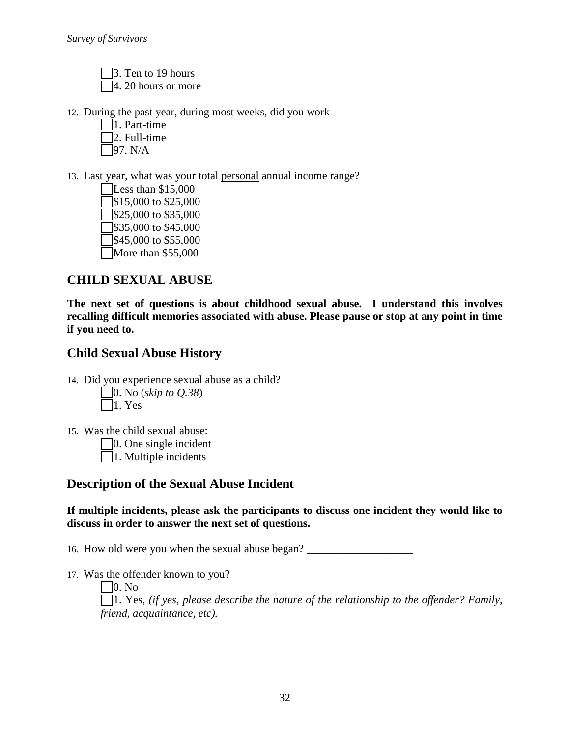☐ 3. Ten to 19 hours
☐ 4. 20 hours or more

12. During the past year, during most weeks, did you work
    ☐ 1. Part-time
    ☐ 2. Full-time
    ☐ 97. N/A

13. Last year, what was your total <u>personal</u> annual income range?
    ☐ Less than $15,000
    ☐ $15,000 to $25,000
    ☐ $25,000 to $35,000
    ☐ $35,000 to $45,000
    ☐ $45,000 to $55,000
    ☐ More than $55,000

## CHILD SEXUAL ABUSE

**The next set of questions is about childhood sexual abuse. I understand this involves recalling difficult memories associated with abuse. Please pause or stop at any point in time if you need to.**

## Child Sexual Abuse History

14. Did you experience sexual abuse as a child?
    ☐ 0. No (*skip to Q.38*)
    ☐ 1. Yes

15. Was the child sexual abuse:
    ☐ 0. One single incident
    ☐ 1. Multiple incidents

## Description of the Sexual Abuse Incident

**If multiple incidents, please ask the participants to discuss one incident they would like to discuss in order to answer the next set of questions.**

16. How old were you when the sexual abuse began? ___________________

17. Was the offender known to you?
    ☐ 0. No
    ☐ 1. Yes, *(if yes, please describe the nature of the relationship to the offender? Family, friend, acquaintance, etc).*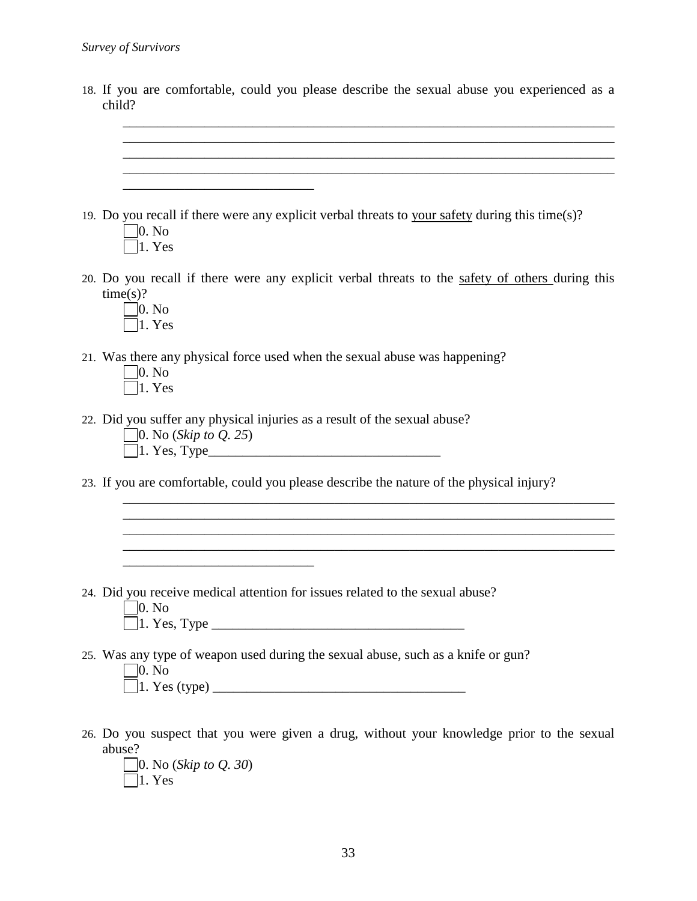18. If you are comfortable, could you please describe the sexual abuse you experienced as a child?

    ___________________________________________________________________________
    ___________________________________________________________________________
    ___________________________________________________________________________
    ___________________________________________________________________________
    _____________________________

19. Do you recall if there were any explicit verbal threats to <u>your safety</u> during this time(s)?
    - ☐ 0. No
    - ☐ 1. Yes

20. Do you recall if there were any explicit verbal threats to the <u>safety of others</u> during this time(s)?
    - ☐ 0. No
    - ☐ 1. Yes

21. Was there any physical force used when the sexual abuse was happening?
    - ☐ 0. No
    - ☐ 1. Yes

22. Did you suffer any physical injuries as a result of the sexual abuse?
    - ☐ 0. No (*Skip to Q. 25*)
    - ☐ 1. Yes, Type__________________________________

23. If you are comfortable, could you please describe the nature of the physical injury?

    ___________________________________________________________________________
    ___________________________________________________________________________
    ___________________________________________________________________________
    ___________________________________________________________________________
    _____________________________

24. Did you receive medical attention for issues related to the sexual abuse?
    - ☐ 0. No
    - ☐ 1. Yes, Type _____________________________________

25. Was any type of weapon used during the sexual abuse, such as a knife or gun?
    - ☐ 0. No
    - ☐ 1. Yes (type) _____________________________________

26. Do you suspect that you were given a drug, without your knowledge prior to the sexual abuse?
    - ☐ 0. No (*Skip to Q. 30*)
    - ☐ 1. Yes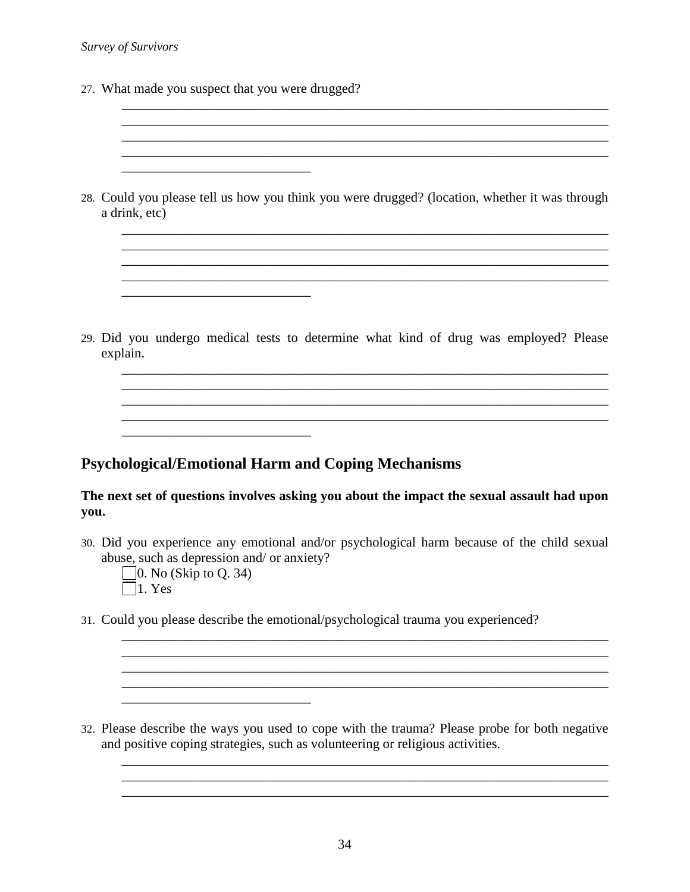27. What made you suspect that you were drugged?

    ___________________________________________________________________________
    ___________________________________________________________________________
    ___________________________________________________________________________
    ___________________________________________________________________________
    ____________________________

28. Could you please tell us how you think you were drugged? (location, whether it was through a drink, etc)

    ___________________________________________________________________________
    ___________________________________________________________________________
    ___________________________________________________________________________
    ___________________________________________________________________________
    ____________________________

29. Did you undergo medical tests to determine what kind of drug was employed? Please explain.

    ___________________________________________________________________________
    ___________________________________________________________________________
    ___________________________________________________________________________
    ___________________________________________________________________________
    ____________________________

## Psychological/Emotional Harm and Coping Mechanisms

**The next set of questions involves asking you about the impact the sexual assault had upon you.**

30. Did you experience any emotional and/or psychological harm because of the child sexual abuse, such as depression and/ or anxiety?
    - ☐ 0. No (Skip to Q. 34)
    - ☐ 1. Yes

31. Could you please describe the emotional/psychological trauma you experienced?

    ___________________________________________________________________________
    ___________________________________________________________________________
    ___________________________________________________________________________
    ___________________________________________________________________________
    ____________________________

32. Please describe the ways you used to cope with the trauma? Please probe for both negative and positive coping strategies, such as volunteering or religious activities.

    ___________________________________________________________________________
    ___________________________________________________________________________
    ___________________________________________________________________________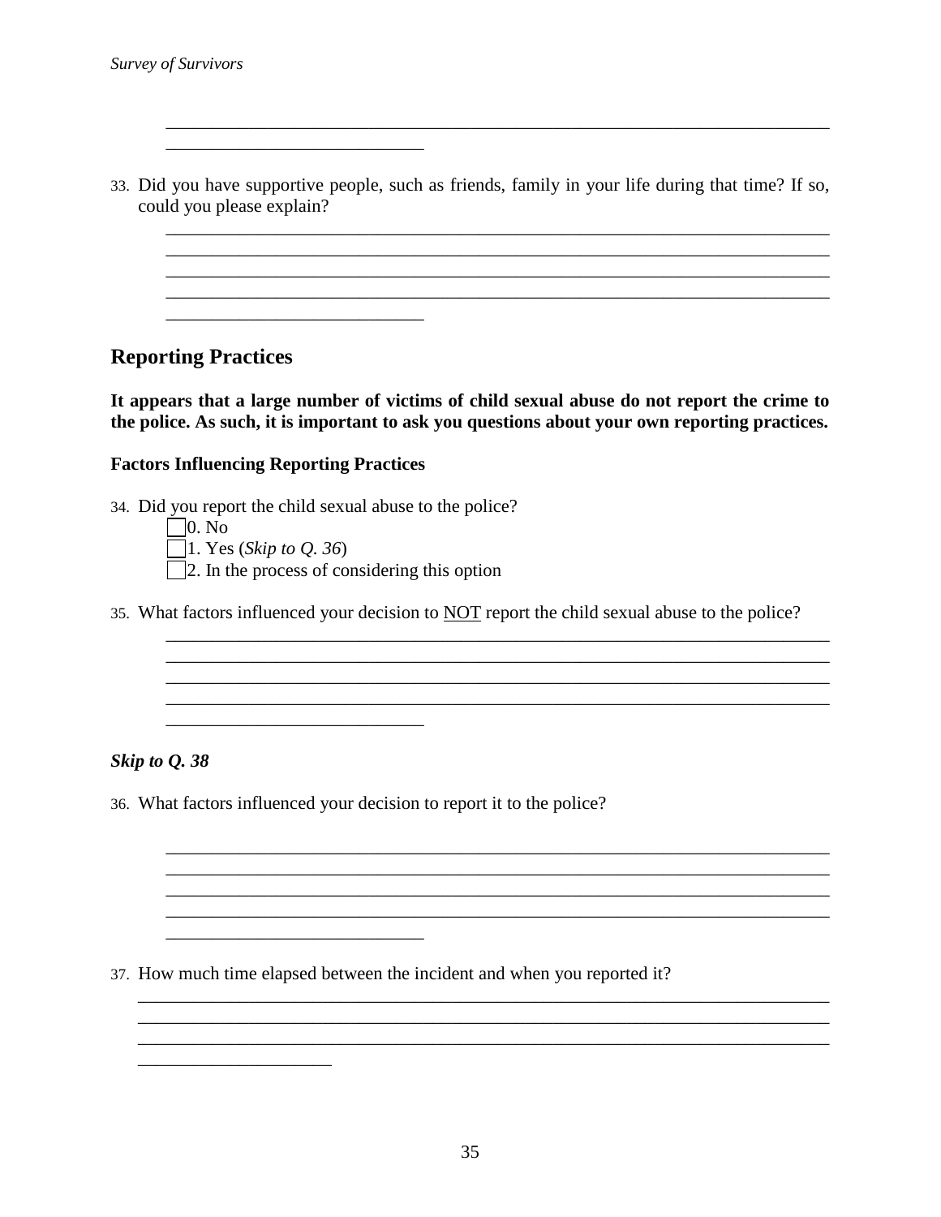\_\_\_\_\_\_\_\_\_\_\_\_\_\_\_\_\_\_\_\_\_\_\_\_\_\_\_\_\_\_\_\_\_\_\_\_\_\_\_\_\_\_\_\_\_\_\_\_\_\_\_\_\_\_\_\_\_\_\_\_\_\_\_\_\_\_\_\_\_\_
\_\_\_\_\_\_\_\_\_\_\_\_\_\_\_\_\_\_\_\_\_\_\_\_\_\_\_\_

33. Did you have supportive people, such as friends, family in your life during that time? If so, could you please explain?

\_\_\_\_\_\_\_\_\_\_\_\_\_\_\_\_\_\_\_\_\_\_\_\_\_\_\_\_\_\_\_\_\_\_\_\_\_\_\_\_\_\_\_\_\_\_\_\_\_\_\_\_\_\_\_\_\_\_\_\_\_\_\_\_\_\_\_\_\_\_
\_\_\_\_\_\_\_\_\_\_\_\_\_\_\_\_\_\_\_\_\_\_\_\_\_\_\_\_\_\_\_\_\_\_\_\_\_\_\_\_\_\_\_\_\_\_\_\_\_\_\_\_\_\_\_\_\_\_\_\_\_\_\_\_\_\_\_\_\_\_
\_\_\_\_\_\_\_\_\_\_\_\_\_\_\_\_\_\_\_\_\_\_\_\_\_\_\_\_\_\_\_\_\_\_\_\_\_\_\_\_\_\_\_\_\_\_\_\_\_\_\_\_\_\_\_\_\_\_\_\_\_\_\_\_\_\_\_\_\_\_
\_\_\_\_\_\_\_\_\_\_\_\_\_\_\_\_\_\_\_\_\_\_\_\_\_\_\_\_\_\_\_\_\_\_\_\_\_\_\_\_\_\_\_\_\_\_\_\_\_\_\_\_\_\_\_\_\_\_\_\_\_\_\_\_\_\_\_\_\_\_
\_\_\_\_\_\_\_\_\_\_\_\_\_\_\_\_\_\_\_\_\_\_\_\_\_\_\_\_

## Reporting Practices

**It appears that a large number of victims of child sexual abuse do not report the crime to the police. As such, it is important to ask you questions about your own reporting practices.**

### Factors Influencing Reporting Practices

34. Did you report the child sexual abuse to the police?
    - ☐ 0. No
    - ☐ 1. Yes (*Skip to Q. 36*)
    - ☐ 2. In the process of considering this option

35. What factors influenced your decision to <u>NOT</u> report the child sexual abuse to the police?

\_\_\_\_\_\_\_\_\_\_\_\_\_\_\_\_\_\_\_\_\_\_\_\_\_\_\_\_\_\_\_\_\_\_\_\_\_\_\_\_\_\_\_\_\_\_\_\_\_\_\_\_\_\_\_\_\_\_\_\_\_\_\_\_\_\_\_\_\_\_
\_\_\_\_\_\_\_\_\_\_\_\_\_\_\_\_\_\_\_\_\_\_\_\_\_\_\_\_\_\_\_\_\_\_\_\_\_\_\_\_\_\_\_\_\_\_\_\_\_\_\_\_\_\_\_\_\_\_\_\_\_\_\_\_\_\_\_\_\_\_
\_\_\_\_\_\_\_\_\_\_\_\_\_\_\_\_\_\_\_\_\_\_\_\_\_\_\_\_\_\_\_\_\_\_\_\_\_\_\_\_\_\_\_\_\_\_\_\_\_\_\_\_\_\_\_\_\_\_\_\_\_\_\_\_\_\_\_\_\_\_
\_\_\_\_\_\_\_\_\_\_\_\_\_\_\_\_\_\_\_\_\_\_\_\_\_\_\_\_\_\_\_\_\_\_\_\_\_\_\_\_\_\_\_\_\_\_\_\_\_\_\_\_\_\_\_\_\_\_\_\_\_\_\_\_\_\_\_\_\_\_
\_\_\_\_\_\_\_\_\_\_\_\_\_\_\_\_\_\_\_\_\_\_\_\_\_\_\_\_

***Skip to Q. 38***

36. What factors influenced your decision to report it to the police?

\_\_\_\_\_\_\_\_\_\_\_\_\_\_\_\_\_\_\_\_\_\_\_\_\_\_\_\_\_\_\_\_\_\_\_\_\_\_\_\_\_\_\_\_\_\_\_\_\_\_\_\_\_\_\_\_\_\_\_\_\_\_\_\_\_\_\_\_\_\_
\_\_\_\_\_\_\_\_\_\_\_\_\_\_\_\_\_\_\_\_\_\_\_\_\_\_\_\_\_\_\_\_\_\_\_\_\_\_\_\_\_\_\_\_\_\_\_\_\_\_\_\_\_\_\_\_\_\_\_\_\_\_\_\_\_\_\_\_\_\_
\_\_\_\_\_\_\_\_\_\_\_\_\_\_\_\_\_\_\_\_\_\_\_\_\_\_\_\_\_\_\_\_\_\_\_\_\_\_\_\_\_\_\_\_\_\_\_\_\_\_\_\_\_\_\_\_\_\_\_\_\_\_\_\_\_\_\_\_\_\_
\_\_\_\_\_\_\_\_\_\_\_\_\_\_\_\_\_\_\_\_\_\_\_\_\_\_\_\_\_\_\_\_\_\_\_\_\_\_\_\_\_\_\_\_\_\_\_\_\_\_\_\_\_\_\_\_\_\_\_\_\_\_\_\_\_\_\_\_\_\_
\_\_\_\_\_\_\_\_\_\_\_\_\_\_\_\_\_\_\_\_\_\_\_\_\_\_\_\_

37. How much time elapsed between the incident and when you reported it?

\_\_\_\_\_\_\_\_\_\_\_\_\_\_\_\_\_\_\_\_\_\_\_\_\_\_\_\_\_\_\_\_\_\_\_\_\_\_\_\_\_\_\_\_\_\_\_\_\_\_\_\_\_\_\_\_\_\_\_\_\_\_\_\_\_\_\_\_\_\_\_\_\_\_\_
\_\_\_\_\_\_\_\_\_\_\_\_\_\_\_\_\_\_\_\_\_\_\_\_\_\_\_\_\_\_\_\_\_\_\_\_\_\_\_\_\_\_\_\_\_\_\_\_\_\_\_\_\_\_\_\_\_\_\_\_\_\_\_\_\_\_\_\_\_\_\_\_\_\_\_
\_\_\_\_\_\_\_\_\_\_\_\_\_\_\_\_\_\_\_\_\_\_\_\_\_\_\_\_\_\_\_\_\_\_\_\_\_\_\_\_\_\_\_\_\_\_\_\_\_\_\_\_\_\_\_\_\_\_\_\_\_\_\_\_\_\_\_\_\_\_\_\_\_\_\_
\_\_\_\_\_\_\_\_\_\_\_\_\_\_\_\_\_\_\_\_\_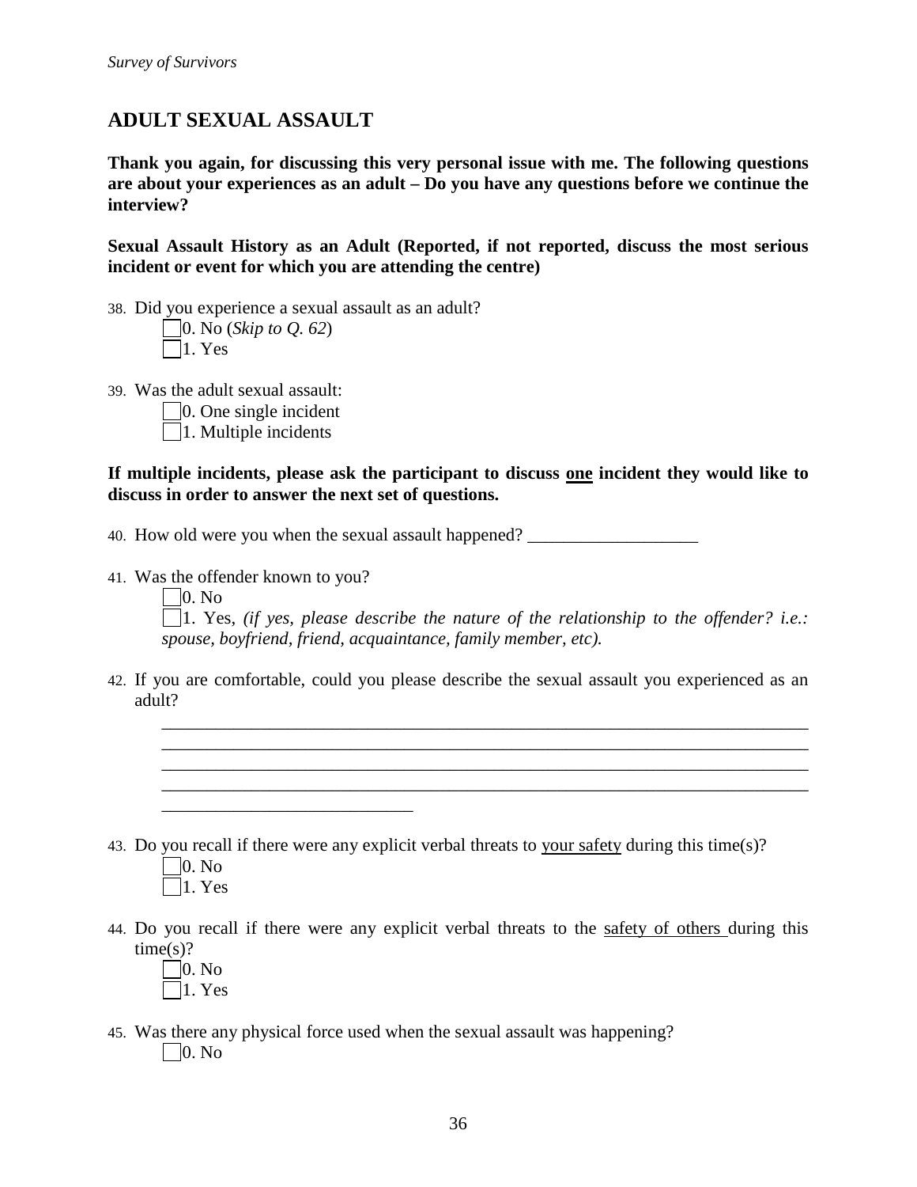## ADULT SEXUAL ASSAULT

**Thank you again, for discussing this very personal issue with me. The following questions are about your experiences as an adult – Do you have any questions before we continue the interview?**

**Sexual Assault History as an Adult (Reported, if not reported, discuss the most serious incident or event for which you are attending the centre)**

38. Did you experience a sexual assault as an adult?
    - ☐ 0. No (*Skip to Q. 62*)
    - ☐ 1. Yes

39. Was the adult sexual assault:
    - ☐ 0. One single incident
    - ☐ 1. Multiple incidents

**If multiple incidents, please ask the participant to discuss <u>one</u> incident they would like to discuss in order to answer the next set of questions.**

40. How old were you when the sexual assault happened? ___________________

41. Was the offender known to you?
    - ☐ 0. No
    - ☐ 1. Yes, *(if yes, please describe the nature of the relationship to the offender? i.e.: spouse, boyfriend, friend, acquaintance, family member, etc).*

42. If you are comfortable, could you please describe the sexual assault you experienced as an adult?

    ___________________________________________________________________________
    ___________________________________________________________________________
    ___________________________________________________________________________
    ___________________________________________________________________________
    ____________________________

43. Do you recall if there were any explicit verbal threats to <u>your safety</u> during this time(s)?
    - ☐ 0. No
    - ☐ 1. Yes

44. Do you recall if there were any explicit verbal threats to the <u>safety of others</u> during this time(s)?
    - ☐ 0. No
    - ☐ 1. Yes

45. Was there any physical force used when the sexual assault was happening?
    - ☐ 0. No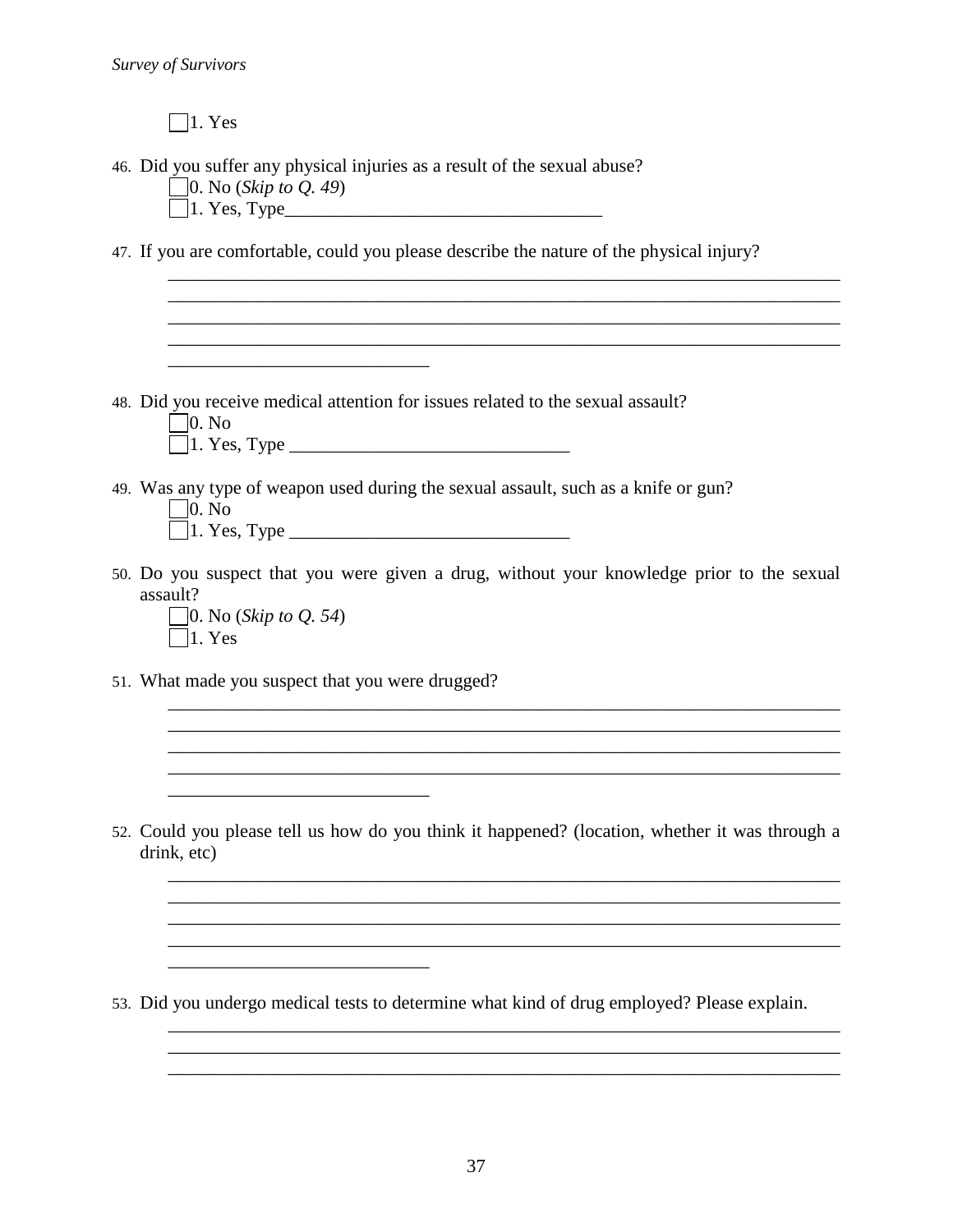☐1. Yes

46. Did you suffer any physical injuries as a result of the sexual abuse?
    ☐0. No (*Skip to Q. 49*)
    ☐1. Yes, Type__________________________________

47. If you are comfortable, could you please describe the nature of the physical injury?
    ___________________________________________________________________________
    ___________________________________________________________________________
    ___________________________________________________________________________
    ___________________________________________________________________________
    ____________________________

48. Did you receive medical attention for issues related to the sexual assault?
    ☐0. No
    ☐1. Yes, Type ______________________________

49. Was any type of weapon used during the sexual assault, such as a knife or gun?
    ☐0. No
    ☐1. Yes, Type ______________________________

50. Do you suspect that you were given a drug, without your knowledge prior to the sexual assault?
    ☐0. No (*Skip to Q. 54*)
    ☐1. Yes

51. What made you suspect that you were drugged?
    ___________________________________________________________________________
    ___________________________________________________________________________
    ___________________________________________________________________________
    ___________________________________________________________________________
    ____________________________

52. Could you please tell us how do you think it happened? (location, whether it was through a drink, etc)
    ___________________________________________________________________________
    ___________________________________________________________________________
    ___________________________________________________________________________
    ___________________________________________________________________________
    ____________________________

53. Did you undergo medical tests to determine what kind of drug employed? Please explain.
    ___________________________________________________________________________
    ___________________________________________________________________________
    ___________________________________________________________________________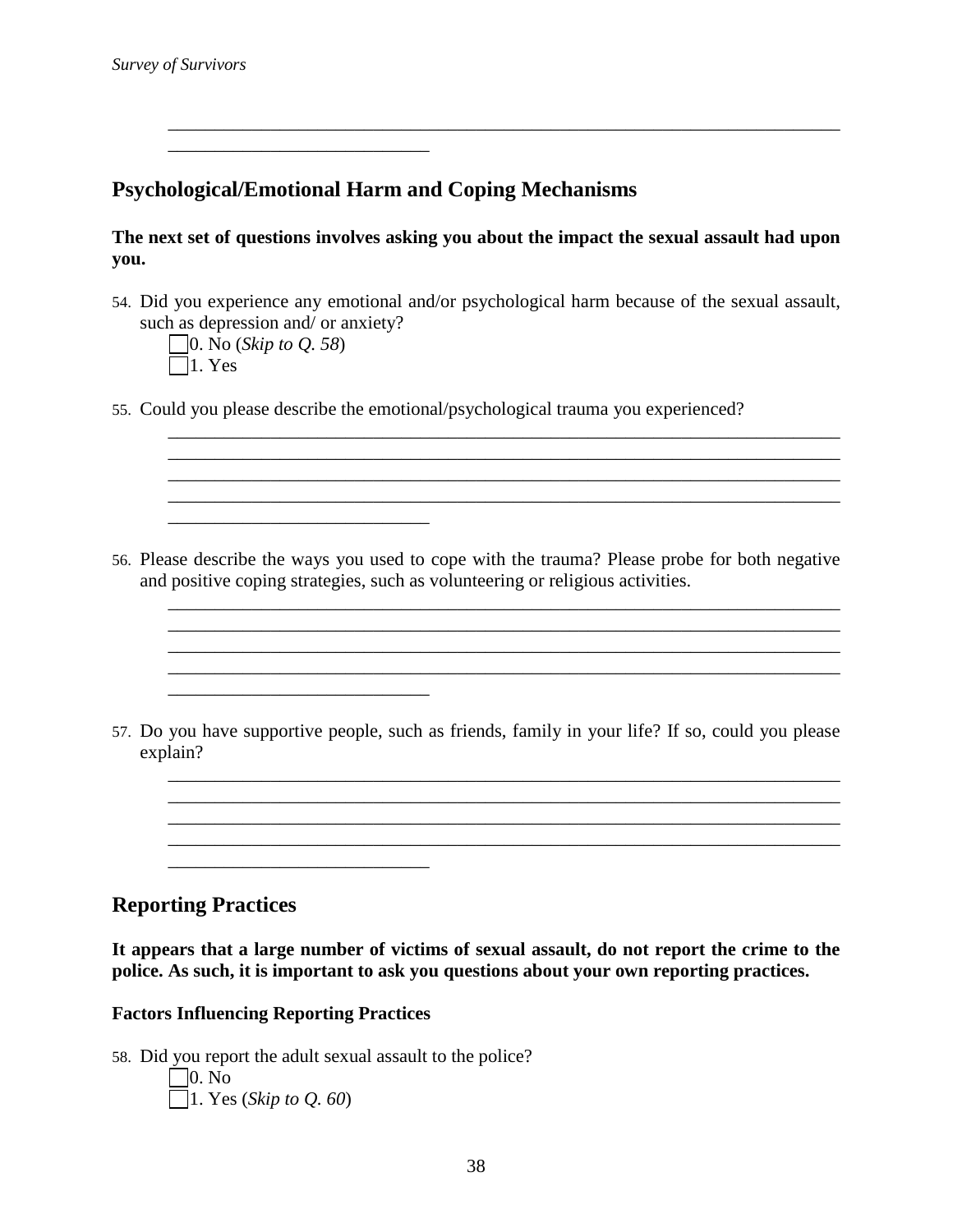________________________________________________________________________
____________________________

## Psychological/Emotional Harm and Coping Mechanisms

**The next set of questions involves asking you about the impact the sexual assault had upon you.**

54. Did you experience any emotional and/or psychological harm because of the sexual assault, such as depression and/ or anxiety?
    - ☐ 0. No (*Skip to Q. 58*)
    - ☐ 1. Yes

55. Could you please describe the emotional/psychological trauma you experienced?

    ________________________________________________________________________
    ________________________________________________________________________
    ________________________________________________________________________
    ________________________________________________________________________
    ____________________________

56. Please describe the ways you used to cope with the trauma? Please probe for both negative and positive coping strategies, such as volunteering or religious activities.

    ________________________________________________________________________
    ________________________________________________________________________
    ________________________________________________________________________
    ________________________________________________________________________
    ____________________________

57. Do you have supportive people, such as friends, family in your life? If so, could you please explain?

    ________________________________________________________________________
    ________________________________________________________________________
    ________________________________________________________________________
    ________________________________________________________________________
    ____________________________

## Reporting Practices

**It appears that a large number of victims of sexual assault, do not report the crime to the police. As such, it is important to ask you questions about your own reporting practices.**

### Factors Influencing Reporting Practices

58. Did you report the adult sexual assault to the police?
    - ☐ 0. No
    - ☐ 1. Yes (*Skip to Q. 60*)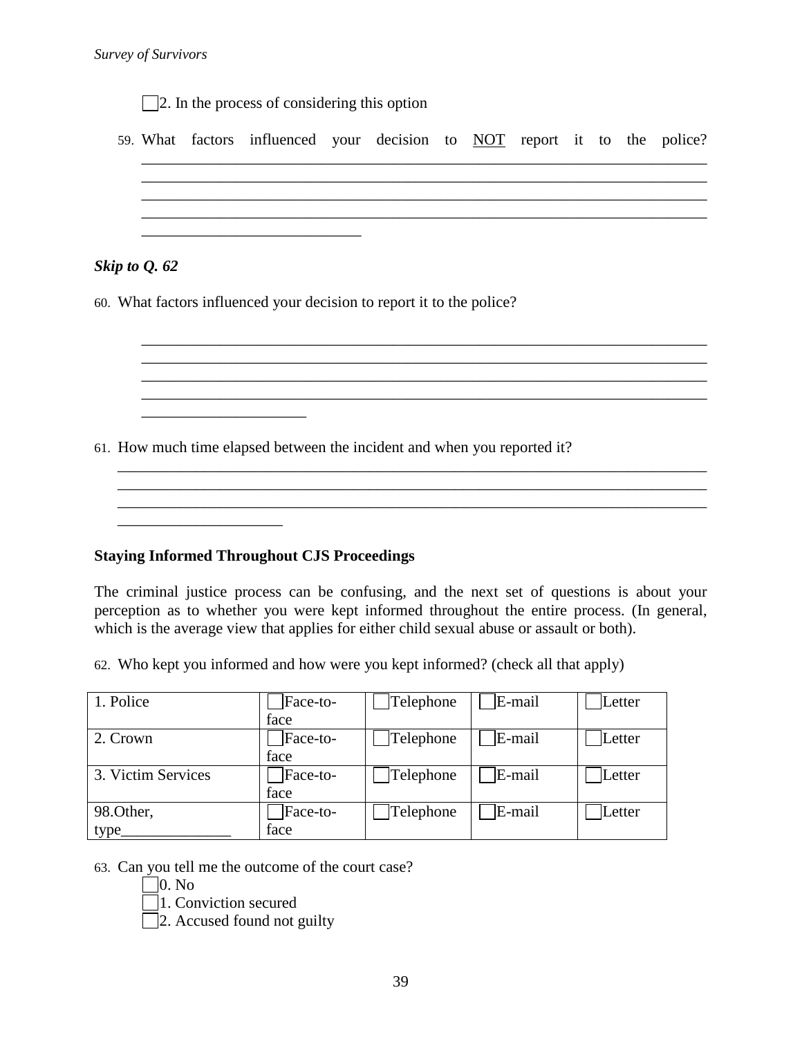☐2. In the process of considering this option

59. What factors influenced your decision to NOT report it to the police? ______________________________________________________________________________
______________________________________________________________________________
______________________________________________________________________________
______________________________________________________________________________
____________________________

***Skip to Q. 62***

60. What factors influenced your decision to report it to the police?

______________________________________________________________________________
______________________________________________________________________________
______________________________________________________________________________
______________________________________________________________________________
_____________________

61. How much time elapsed between the incident and when you reported it?
______________________________________________________________________________
______________________________________________________________________________
______________________________________________________________________________
_____________________

**Staying Informed Throughout CJS Proceedings**

The criminal justice process can be confusing, and the next set of questions is about your perception as to whether you were kept informed throughout the entire process. (In general, which is the average view that applies for either child sexual abuse or assault or both).

62. Who kept you informed and how were you kept informed? (check all that apply)

| | | | | |
|---|---|---|---|---|
| 1. Police | ☐Face-to-face | ☐Telephone | ☐E-mail | ☐Letter |
| 2. Crown | ☐Face-to-face | ☐Telephone | ☐E-mail | ☐Letter |
| 3. Victim Services | ☐Face-to-face | ☐Telephone | ☐E-mail | ☐Letter |
| 98.Other, type______________ | ☐Face-to-face | ☐Telephone | ☐E-mail | ☐Letter |

63. Can you tell me the outcome of the court case?
☐0. No
☐1. Conviction secured
☐2. Accused found not guilty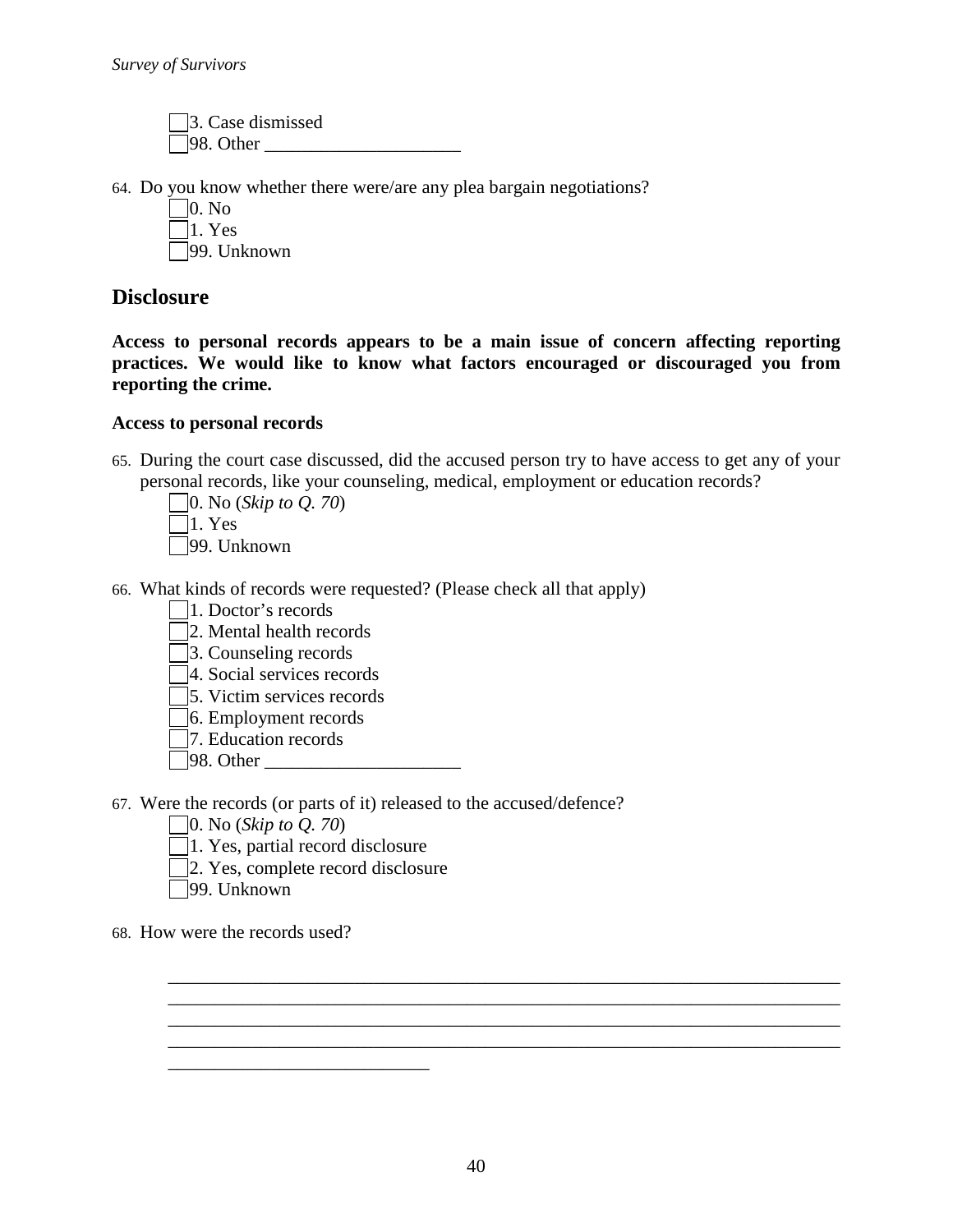- [ ] 3. Case dismissed
- [ ] 98. Other ____________________

64. Do you know whether there were/are any plea bargain negotiations?
    - [ ] 0. No
    - [ ] 1. Yes
    - [ ] 99. Unknown

## Disclosure

**Access to personal records appears to be a main issue of concern affecting reporting practices. We would like to know what factors encouraged or discouraged you from reporting the crime.**

### Access to personal records

65. During the court case discussed, did the accused person try to have access to get any of your personal records, like your counseling, medical, employment or education records?
    - [ ] 0. No (*Skip to Q. 70*)
    - [ ] 1. Yes
    - [ ] 99. Unknown

66. What kinds of records were requested? (Please check all that apply)
    - [ ] 1. Doctor's records
    - [ ] 2. Mental health records
    - [ ] 3. Counseling records
    - [ ] 4. Social services records
    - [ ] 5. Victim services records
    - [ ] 6. Employment records
    - [ ] 7. Education records
    - [ ] 98. Other ____________________

67. Were the records (or parts of it) released to the accused/defence?
    - [ ] 0. No (*Skip to Q. 70*)
    - [ ] 1. Yes, partial record disclosure
    - [ ] 2. Yes, complete record disclosure
    - [ ] 99. Unknown

68. How were the records used?

    ______________________________________________________________________
    ______________________________________________________________________
    ______________________________________________________________________
    ______________________________________________________________________
    ___________________________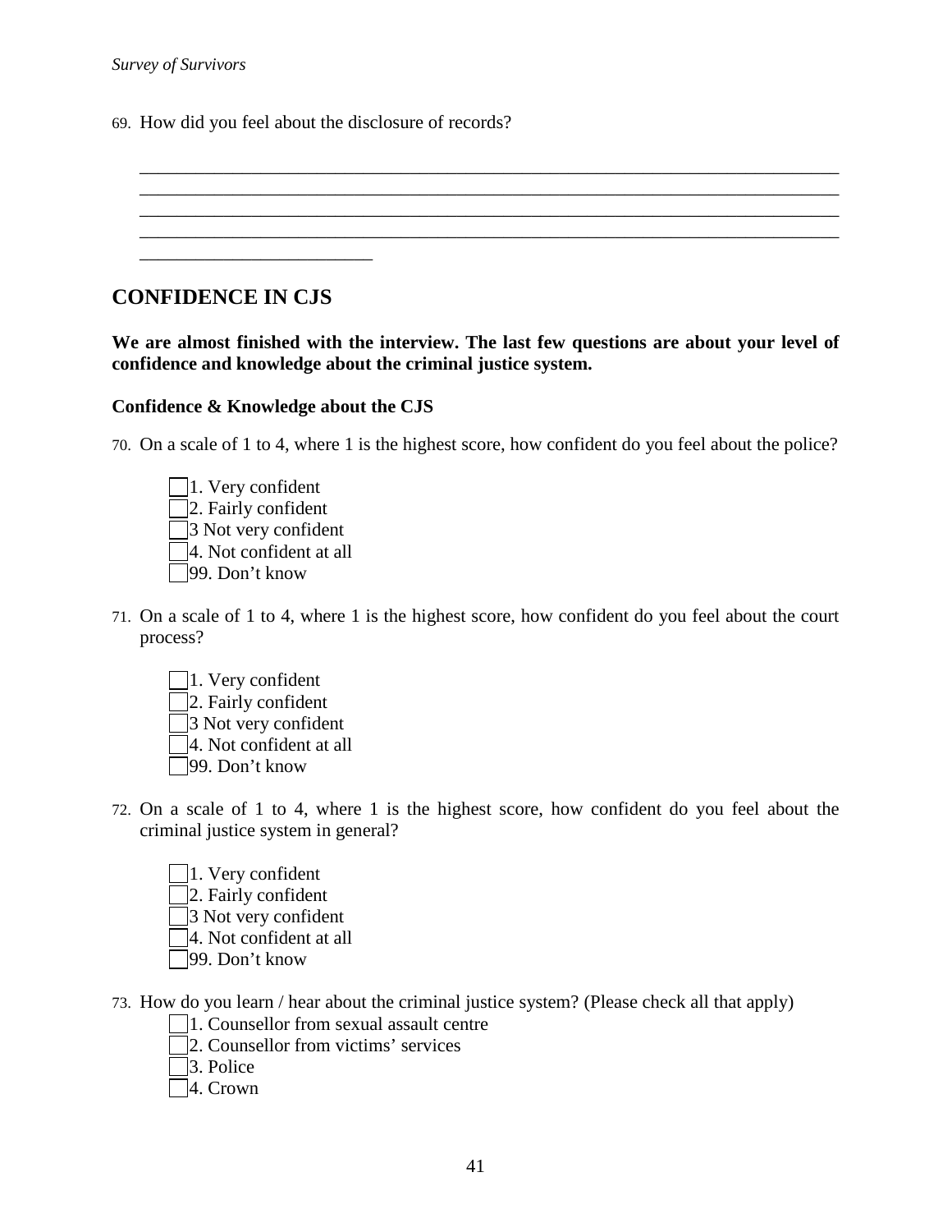69. How did you feel about the disclosure of records?

\_\_\_\_\_\_\_\_\_\_\_\_\_\_\_\_\_\_\_\_\_\_\_\_\_\_\_\_\_\_\_\_\_\_\_\_\_\_\_\_\_\_\_\_\_\_\_\_\_\_\_\_\_\_\_\_\_\_\_\_\_\_\_\_\_\_\_\_\_\_\_\_
\_\_\_\_\_\_\_\_\_\_\_\_\_\_\_\_\_\_\_\_\_\_\_\_\_\_\_\_\_\_\_\_\_\_\_\_\_\_\_\_\_\_\_\_\_\_\_\_\_\_\_\_\_\_\_\_\_\_\_\_\_\_\_\_\_\_\_\_\_\_\_\_
\_\_\_\_\_\_\_\_\_\_\_\_\_\_\_\_\_\_\_\_\_\_\_\_\_\_\_\_\_\_\_\_\_\_\_\_\_\_\_\_\_\_\_\_\_\_\_\_\_\_\_\_\_\_\_\_\_\_\_\_\_\_\_\_\_\_\_\_\_\_\_\_
\_\_\_\_\_\_\_\_\_\_\_\_\_\_\_\_\_\_\_\_\_\_\_\_\_\_\_\_\_\_\_\_\_\_\_\_\_\_\_\_\_\_\_\_\_\_\_\_\_\_\_\_\_\_\_\_\_\_\_\_\_\_\_\_\_\_\_\_\_\_\_\_
\_\_\_\_\_\_\_\_\_\_\_\_\_\_\_\_\_\_\_\_\_\_\_\_\_\_

## CONFIDENCE IN CJS

**We are almost finished with the interview. The last few questions are about your level of confidence and knowledge about the criminal justice system.**

### Confidence & Knowledge about the CJS

70. On a scale of 1 to 4, where 1 is the highest score, how confident do you feel about the police?

- [ ] 1. Very confident
- [ ] 2. Fairly confident
- [ ] 3 Not very confident
- [ ] 4. Not confident at all
- [ ] 99. Don't know

71. On a scale of 1 to 4, where 1 is the highest score, how confident do you feel about the court process?

- [ ] 1. Very confident
- [ ] 2. Fairly confident
- [ ] 3 Not very confident
- [ ] 4. Not confident at all
- [ ] 99. Don't know

72. On a scale of 1 to 4, where 1 is the highest score, how confident do you feel about the criminal justice system in general?

- [ ] 1. Very confident
- [ ] 2. Fairly confident
- [ ] 3 Not very confident
- [ ] 4. Not confident at all
- [ ] 99. Don't know

73. How do you learn / hear about the criminal justice system? (Please check all that apply)

- [ ] 1. Counsellor from sexual assault centre
- [ ] 2. Counsellor from victims' services
- [ ] 3. Police
- [ ] 4. Crown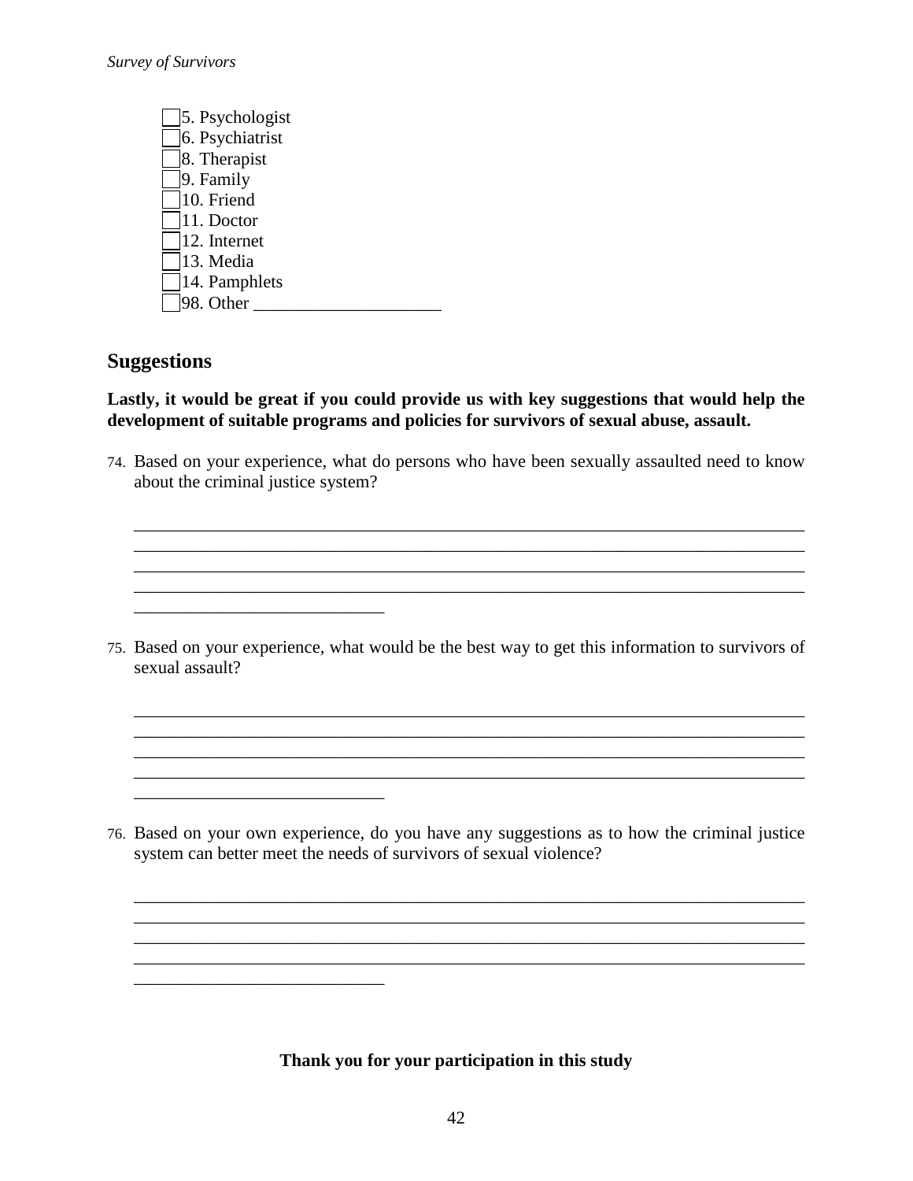- ☐ 5. Psychologist
- ☐ 6. Psychiatrist
- ☐ 8. Therapist
- ☐ 9. Family
- ☐ 10. Friend
- ☐ 11. Doctor
- ☐ 12. Internet
- ☐ 13. Media
- ☐ 14. Pamphlets
- ☐ 98. Other ____________________

## Suggestions

**Lastly, it would be great if you could provide us with key suggestions that would help the development of suitable programs and policies for survivors of sexual abuse, assault.**

74. Based on your experience, what do persons who have been sexually assaulted need to know about the criminal justice system?

________________________________________________________________________
________________________________________________________________________
________________________________________________________________________
________________________________________________________________________
___________________________

75. Based on your experience, what would be the best way to get this information to survivors of sexual assault?

________________________________________________________________________
________________________________________________________________________
________________________________________________________________________
________________________________________________________________________
___________________________

76. Based on your own experience, do you have any suggestions as to how the criminal justice system can better meet the needs of survivors of sexual violence?

________________________________________________________________________
________________________________________________________________________
________________________________________________________________________
________________________________________________________________________
___________________________

**Thank you for your participation in this study**